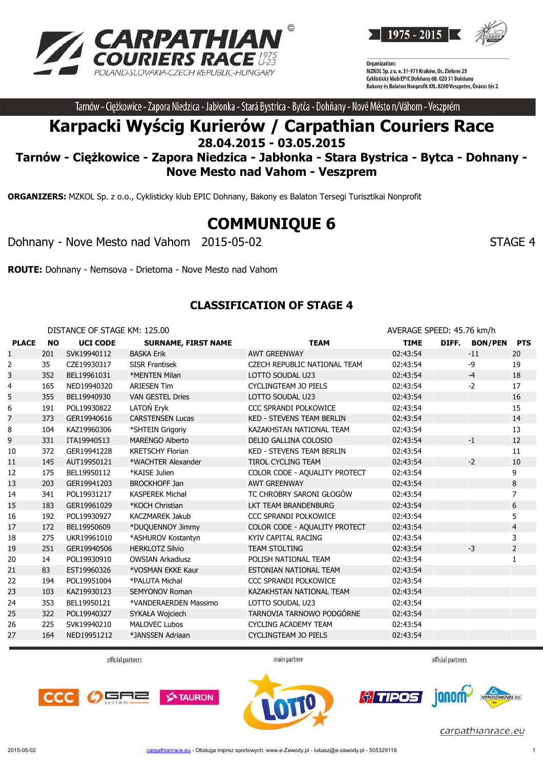Tarnów - Ciężkowice - Zapora Niedzica - Jabłonka - Stará Bystrica - Bytča - Dohňany - Nové Mésto n/Váhom - Veszprém

# Karpacki Wyścig Kurierów / Carpathian Couriers Race

## 28.04.2015 - 03.05.2015

## Tarnów - Ciężkowice - Zapora Niedzica - Jabłonka - Stara Bystrica - Bytca - Dohnany - Nove Mesto nad Vahom - Veszprem

**ORGANIZERS:** MZKOL Sp. z o.o., Cyklisticky klub EPIC Dohnany, Bakony es Balaton Tersegi Turisztikai Nonprofit

# COMMUNIQUE 6

Dohnany - Nove Mesto nad Vahom 2015-05-02 STAGE 4

**ROUTE:** Dohnany - Nemsova - Drietoma - Nove Mesto nad Vahom

## CLASSIFICATION OF STAGE 4

DISTANCE OF STAGE KM: 125.00 AVERAGE SPEED: 45.76 km/h

| PLACE | NO | UCI CODE | SURNAME, FIRST NAME | TEAM | TIME | DIFF. | BON/PEN | PTS |
|---|---|---|---|---|---|---|---|---|
| 1 | 201 | SVK19940112 | BASKA Erik | AWT GREENWAY | 02:43:54 | | -11 | 20 |
| 2 | 35 | CZE19930317 | SISR Frantisek | CZECH REPUBLIC NATIONAL TEAM | 02:43:54 | | -9 | 19 |
| 3 | 352 | BEL19961031 | *MENTEN Milan | LOTTO SOUDAL U23 | 02:43:54 | | -4 | 18 |
| 4 | 165 | NED19940320 | ARIESEN Tim | CYCLINGTEAM JO PIELS | 02:43:54 | | -2 | 17 |
| 5 | 355 | BEL19940930 | VAN GESTEL Dries | LOTTO SOUDAL U23 | 02:43:54 | | | 16 |
| 6 | 191 | POL19930822 | LATOŃ Eryk | CCC SPRANDI POLKOWICE | 02:43:54 | | | 15 |
| 7 | 373 | GER19940616 | CARSTENSEN Lucas | KED - STEVENS TEAM BERLIN | 02:43:54 | | | 14 |
| 8 | 104 | KAZ19960306 | *SHTEIN Grigoriy | KAZAKHSTAN NATIONAL TEAM | 02:43:54 | | | 13 |
| 9 | 331 | ITA19940513 | MARENGO Alberto | DELIO GALLINA COLOSIO | 02:43:54 | | -1 | 12 |
| 10 | 372 | GER19941228 | KRETSCHY Florian | KED - STEVENS TEAM BERLIN | 02:43:54 | | | 11 |
| 11 | 145 | AUT19950121 | *WACHTER Alexander | TIROL CYCLING TEAM | 02:43:54 | | -2 | 10 |
| 12 | 175 | BEL19950112 | *KAISE Julien | COLOR CODE - AQUALITY PROTECT | 02:43:54 | | | 9 |
| 13 | 203 | GER19941203 | BROCKHOFF Jan | AWT GREENWAY | 02:43:54 | | | 8 |
| 14 | 341 | POL19931217 | KASPEREK Michał | TC CHROBRY SARONI GŁOGÓW | 02:43:54 | | | 7 |
| 15 | 183 | GER19961029 | *KOCH Christian | LKT TEAM BRANDENBURG | 02:43:54 | | | 6 |
| 16 | 192 | POL19930927 | KACZMAREK Jakub | CCC SPRANDI POLKOWICE | 02:43:54 | | | 5 |
| 17 | 172 | BEL19950609 | *DUQUENNOY Jimmy | COLOR CODE - AQUALITY PROTECT | 02:43:54 | | | 4 |
| 18 | 275 | UKR19961010 | *ASHUROV Kostantyn | KYIV CAPITAL RACING | 02:43:54 | | | 3 |
| 19 | 251 | GER19940506 | HERKLOTZ Silvio | TEAM STOLTING | 02:43:54 | | -3 | 2 |
| 20 | 14 | POL19930910 | OWSIAN Arkadiusz | POLISH NATIONAL TEAM | 02:43:54 | | | 1 |
| 21 | 83 | EST19960326 | *VOSMAN EKKE Kaur | ESTONIAN NATIONAL TEAM | 02:43:54 | | | |
| 22 | 194 | POL19951004 | *PALUTA Michał | CCC SPRANDI POLKOWICE | 02:43:54 | | | |
| 23 | 103 | KAZ19930123 | SEMYONOV Roman | KAZAKHSTAN NATIONAL TEAM | 02:43:54 | | | |
| 24 | 353 | BEL19950121 | *VANDERAERDEN Massimo | LOTTO SOUDAL U23 | 02:43:54 | | | |
| 25 | 322 | POL19940327 | SYKAŁA Wojciech | TARNOVIA TARNOWO PODGÓRNE | 02:43:54 | | | |
| 26 | 225 | SVK19940210 | MALOVEC Lubos | CYCLING ACADEMY TEAM | 02:43:54 | | | |
| 27 | 164 | NED19951212 | *JANSSEN Adriaan | CYCLINGTEAM JO PIELS | 02:43:54 | | | |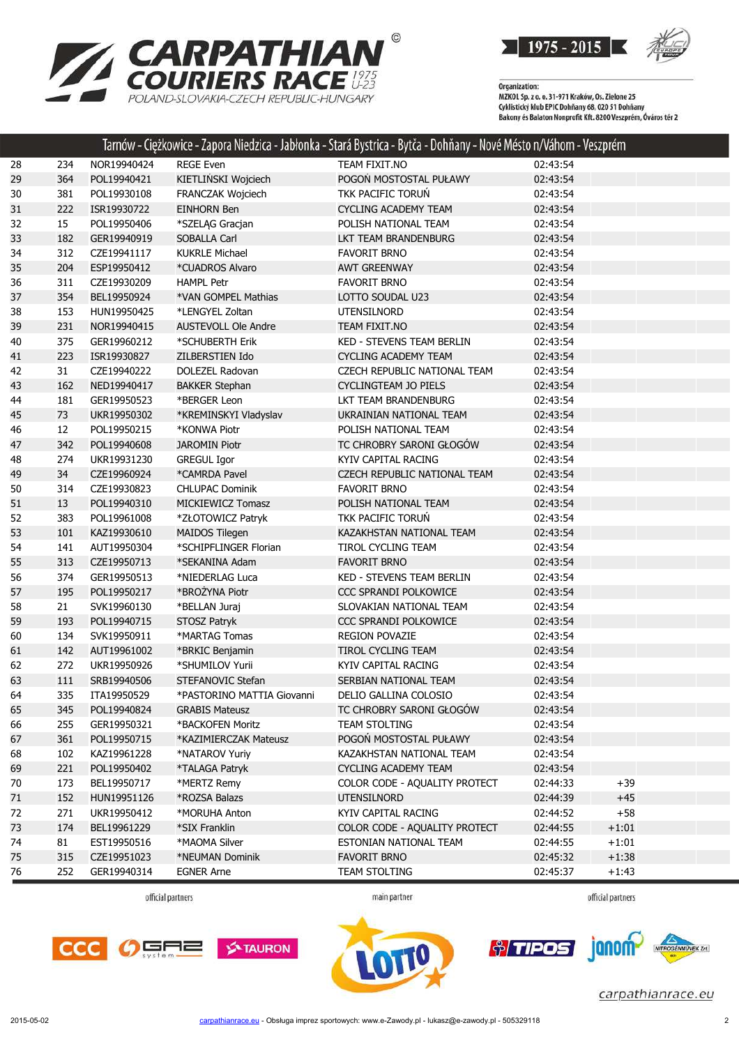# CARPATHIAN COURIERS RACE 1975 U-23

POLAND-SLOVAKIA-CZECH REPUBLIC-HUNGARY

1975 - 2015

Organization:
MZKOL Sp. z o. o. 31-971 Kraków, Os. Zielone 25
Cyklistický klub EPIC Dohňany 68, 020 51 Dohňany
Bakony és Balaton Nonprofit Kft. 8200 Veszprém, Óváros tér 2

## Tarnów - Ciężkowice - Zapora Niedzica - Jabłonka - Stará Bystrica - Bytča - Dohňany - Nové Mésto n/Váhom - Veszprém

| | | | | | | |
|---|---|---|---|---|---|---|
| 28 | 234 | NOR19940424 | REGE Even | TEAM FIXIT.NO | 02:43:54 | |
| 29 | 364 | POL19940421 | KIETLIŃSKI Wojciech | POGOŃ MOSTOSTAL PUŁAWY | 02:43:54 | |
| 30 | 381 | POL19930108 | FRANCZAK Wojciech | TKK PACIFIC TORUŃ | 02:43:54 | |
| 31 | 222 | ISR19930722 | EINHORN Ben | CYCLING ACADEMY TEAM | 02:43:54 | |
| 32 | 15 | POL19950406 | *SZELĄG Gracjan | POLISH NATIONAL TEAM | 02:43:54 | |
| 33 | 182 | GER19940919 | SOBALLA Carl | LKT TEAM BRANDENBURG | 02:43:54 | |
| 34 | 312 | CZE19941117 | KUKRLE Michael | FAVORIT BRNO | 02:43:54 | |
| 35 | 204 | ESP19950412 | *CUADROS Alvaro | AWT GREENWAY | 02:43:54 | |
| 36 | 311 | CZE19930209 | HAMPL Petr | FAVORIT BRNO | 02:43:54 | |
| 37 | 354 | BEL19950924 | *VAN GOMPEL Mathias | LOTTO SOUDAL U23 | 02:43:54 | |
| 38 | 153 | HUN19950425 | *LENGYEL Zoltan | UTENSILNORD | 02:43:54 | |
| 39 | 231 | NOR19940415 | AUSTEVOLL Ole Andre | TEAM FIXIT.NO | 02:43:54 | |
| 40 | 375 | GER19960212 | *SCHUBERTH Erik | KED - STEVENS TEAM BERLIN | 02:43:54 | |
| 41 | 223 | ISR19930827 | ZILBERSTIEN Ido | CYCLING ACADEMY TEAM | 02:43:54 | |
| 42 | 31 | CZE19940222 | DOLEZEL Radovan | CZECH REPUBLIC NATIONAL TEAM | 02:43:54 | |
| 43 | 162 | NED19940417 | BAKKER Stephan | CYCLINGTEAM JO PIELS | 02:43:54 | |
| 44 | 181 | GER19950523 | *BERGER Leon | LKT TEAM BRANDENBURG | 02:43:54 | |
| 45 | 73 | UKR19950302 | *KREMINSKYI Vladyslav | UKRAINIAN NATIONAL TEAM | 02:43:54 | |
| 46 | 12 | POL19950215 | *KONWA Piotr | POLISH NATIONAL TEAM | 02:43:54 | |
| 47 | 342 | POL19940608 | JAROMIN Piotr | TC CHROBRY SARONI GŁOGÓW | 02:43:54 | |
| 48 | 274 | UKR19931230 | GREGUL Igor | KYIV CAPITAL RACING | 02:43:54 | |
| 49 | 34 | CZE19960924 | *CAMRDA Pavel | CZECH REPUBLIC NATIONAL TEAM | 02:43:54 | |
| 50 | 314 | CZE19930823 | CHLUPAC Dominik | FAVORIT BRNO | 02:43:54 | |
| 51 | 13 | POL19940310 | MICKIEWICZ Tomasz | POLISH NATIONAL TEAM | 02:43:54 | |
| 52 | 383 | POL19961008 | *ZŁOTOWICZ Patryk | TKK PACIFIC TORUŃ | 02:43:54 | |
| 53 | 101 | KAZ19930610 | MAIDOS Tilegen | KAZAKHSTAN NATIONAL TEAM | 02:43:54 | |
| 54 | 141 | AUT19950304 | *SCHIPFLINGER Florian | TIROL CYCLING TEAM | 02:43:54 | |
| 55 | 313 | CZE19950713 | *SEKANINA Adam | FAVORIT BRNO | 02:43:54 | |
| 56 | 374 | GER19950513 | *NIEDERLAG Luca | KED - STEVENS TEAM BERLIN | 02:43:54 | |
| 57 | 195 | POL19950217 | *BROŻYNA Piotr | CCC SPRANDI POLKOWICE | 02:43:54 | |
| 58 | 21 | SVK19960130 | *BELLAN Juraj | SLOVAKIAN NATIONAL TEAM | 02:43:54 | |
| 59 | 193 | POL19940715 | STOSZ Patryk | CCC SPRANDI POLKOWICE | 02:43:54 | |
| 60 | 134 | SVK19950911 | *MARTAG Tomas | REGION POVAZIE | 02:43:54 | |
| 61 | 142 | AUT19961002 | *BRKIC Benjamin | TIROL CYCLING TEAM | 02:43:54 | |
| 62 | 272 | UKR19950926 | *SHUMILOV Yurii | KYIV CAPITAL RACING | 02:43:54 | |
| 63 | 111 | SRB19940506 | STEFANOVIC Stefan | SERBIAN NATIONAL TEAM | 02:43:54 | |
| 64 | 335 | ITA19950529 | *PASTORINO MATTIA Giovanni | DELIO GALLINA COLOSIO | 02:43:54 | |
| 65 | 345 | POL19940824 | GRABIS Mateusz | TC CHROBRY SARONI GŁOGÓW | 02:43:54 | |
| 66 | 255 | GER19950321 | *BACKOFEN Moritz | TEAM STOLTING | 02:43:54 | |
| 67 | 361 | POL19950715 | *KAZIMIERCZAK Mateusz | POGOŃ MOSTOSTAL PUŁAWY | 02:43:54 | |
| 68 | 102 | KAZ19961228 | *NATAROV Yuriy | KAZAKHSTAN NATIONAL TEAM | 02:43:54 | |
| 69 | 221 | POL19950402 | *TALAGA Patryk | CYCLING ACADEMY TEAM | 02:43:54 | |
| 70 | 173 | BEL19950717 | *MERTZ Remy | COLOR CODE - AQUALITY PROTECT | 02:44:33 | +39 |
| 71 | 152 | HUN19951126 | *ROZSA Balazs | UTENSILNORD | 02:44:39 | +45 |
| 72 | 271 | UKR19950412 | *MORUHA Anton | KYIV CAPITAL RACING | 02:44:52 | +58 |
| 73 | 174 | BEL19961229 | *SIX Franklin | COLOR CODE - AQUALITY PROTECT | 02:44:55 | +1:01 |
| 74 | 81 | EST19950516 | *MAOMA Silver | ESTONIAN NATIONAL TEAM | 02:44:55 | +1:01 |
| 75 | 315 | CZE19951023 | *NEUMAN Dominik | FAVORIT BRNO | 02:45:32 | +1:38 |
| 76 | 252 | GER19940314 | EGNER Arne | TEAM STOLTING | 02:45:37 | +1:43 |

official partners — main partner — official partners

CCC, GAZ system, TAURON, LOTTO, TIPOS, janom, NITROGÉNMŰVEK Zrt.

carpathianrace.eu

2015-05-02 — carpathianrace.eu - Obsługa imprez sportowych: www.e-Zawody.pl - lukasz@e-zawody.pl - 505329118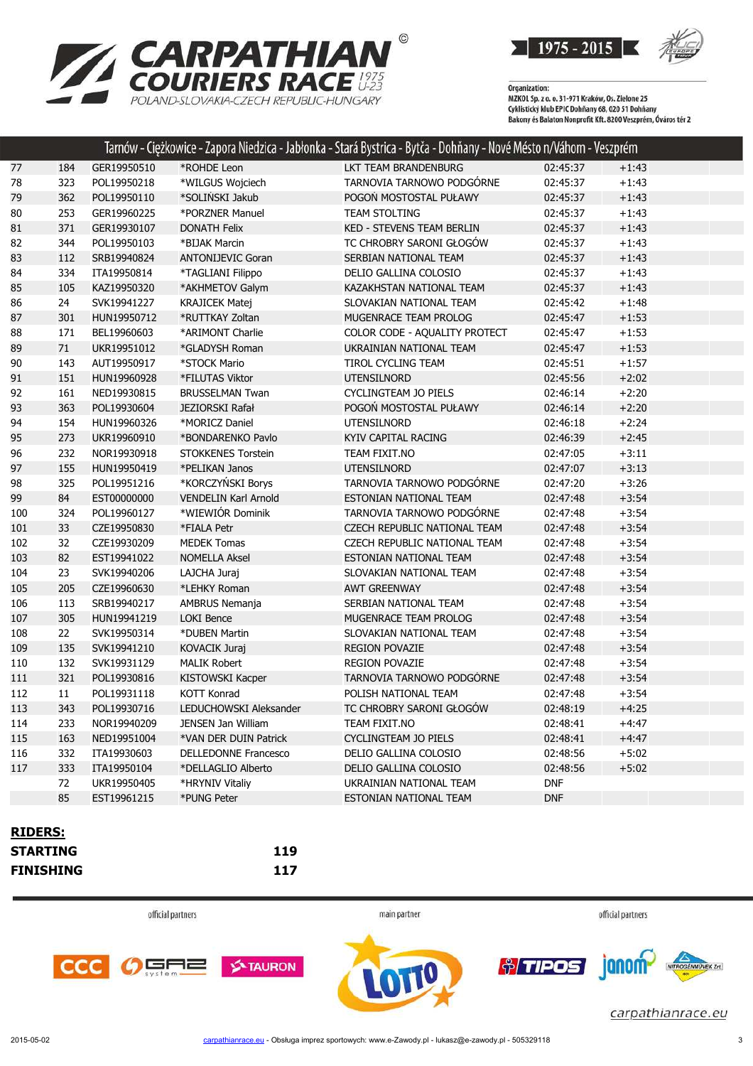# CARPATHIAN COURIERS RACE U-23 1975

POLAND-SLOVAKIA-CZECH REPUBLIC-HUNGARY

1975 - 2015

Organization:
MZKOL Sp. z o. o. 31-971 Kraków, Os. Zielone 25
Cyklistický klub EPIC Dohňany 68, 020 51 Dohňany
Bakony és Balaton Nonprofit Kft. 8200 Veszprém, Óváros tér 2

## Tarnów - Ciężkowice - Zapora Niedzica - Jabłonka - Stará Bystrica - Bytča - Dohňany - Nové Mésto n/Váhom - Veszprém

| | | | | | | |
|---|---|---|---|---|---|---|
| 77 | 184 | GER19950510 | *ROHDE Leon | LKT TEAM BRANDENBURG | 02:45:37 | +1:43 |
| 78 | 323 | POL19950218 | *WILGUS Wojciech | TARNOVIA TARNOWO PODGÓRNE | 02:45:37 | +1:43 |
| 79 | 362 | POL19950110 | *SOLIŃSKI Jakub | POGOŃ MOSTOSTAL PUŁAWY | 02:45:37 | +1:43 |
| 80 | 253 | GER19960225 | *PORZNER Manuel | TEAM STOLTING | 02:45:37 | +1:43 |
| 81 | 371 | GER19930107 | DONATH Felix | KED - STEVENS TEAM BERLIN | 02:45:37 | +1:43 |
| 82 | 344 | POL19950103 | *BIJAK Marcin | TC CHROBRY SARONI GŁOGÓW | 02:45:37 | +1:43 |
| 83 | 112 | SRB19940824 | ANTONIJEVIC Goran | SERBIAN NATIONAL TEAM | 02:45:37 | +1:43 |
| 84 | 334 | ITA19950814 | *TAGLIANI Filippo | DELIO GALLINA COLOSIO | 02:45:37 | +1:43 |
| 85 | 105 | KAZ19950320 | *AKHMETOV Galym | KAZAKHSTAN NATIONAL TEAM | 02:45:37 | +1:43 |
| 86 | 24 | SVK19941227 | KRAJICEK Matej | SLOVAKIAN NATIONAL TEAM | 02:45:42 | +1:48 |
| 87 | 301 | HUN19950712 | *RUTTKAY Zoltan | MUGENRACE TEAM PROLOG | 02:45:47 | +1:53 |
| 88 | 171 | BEL19960603 | *ARIMONT Charlie | COLOR CODE - AQUALITY PROTECT | 02:45:47 | +1:53 |
| 89 | 71 | UKR19951012 | *GLADYSH Roman | UKRAINIAN NATIONAL TEAM | 02:45:47 | +1:53 |
| 90 | 143 | AUT19950917 | *STOCK Mario | TIROL CYCLING TEAM | 02:45:51 | +1:57 |
| 91 | 151 | HUN19960928 | *FILUTAS Viktor | UTENSILNORD | 02:45:56 | +2:02 |
| 92 | 161 | NED19930815 | BRUSSELMAN Twan | CYCLINGTEAM JO PIELS | 02:46:14 | +2:20 |
| 93 | 363 | POL19930604 | JEZIORSKI Rafał | POGOŃ MOSTOSTAL PUŁAWY | 02:46:14 | +2:20 |
| 94 | 154 | HUN19960326 | *MORICZ Daniel | UTENSILNORD | 02:46:18 | +2:24 |
| 95 | 273 | UKR19960910 | *BONDARENKO Pavlo | KYIV CAPITAL RACING | 02:46:39 | +2:45 |
| 96 | 232 | NOR19930918 | STOKKENES Torstein | TEAM FIXIT.NO | 02:47:05 | +3:11 |
| 97 | 155 | HUN19950419 | *PELIKAN Janos | UTENSILNORD | 02:47:07 | +3:13 |
| 98 | 325 | POL19951216 | *KORCZYŃSKI Borys | TARNOVIA TARNOWO PODGÓRNE | 02:47:20 | +3:26 |
| 99 | 84 | EST00000000 | VENDELIN Karl Arnold | ESTONIAN NATIONAL TEAM | 02:47:48 | +3:54 |
| 100 | 324 | POL19960127 | *WIEWIÓR Dominik | TARNOVIA TARNOWO PODGÓRNE | 02:47:48 | +3:54 |
| 101 | 33 | CZE19950830 | *FIALA Petr | CZECH REPUBLIC NATIONAL TEAM | 02:47:48 | +3:54 |
| 102 | 32 | CZE19930209 | MEDEK Tomas | CZECH REPUBLIC NATIONAL TEAM | 02:47:48 | +3:54 |
| 103 | 82 | EST19941022 | NOMELLA Aksel | ESTONIAN NATIONAL TEAM | 02:47:48 | +3:54 |
| 104 | 23 | SVK19940206 | LAJCHA Juraj | SLOVAKIAN NATIONAL TEAM | 02:47:48 | +3:54 |
| 105 | 205 | CZE19960630 | *LEHKY Roman | AWT GREENWAY | 02:47:48 | +3:54 |
| 106 | 113 | SRB19940217 | AMBRUS Nemanja | SERBIAN NATIONAL TEAM | 02:47:48 | +3:54 |
| 107 | 305 | HUN19941219 | LOKI Bence | MUGENRACE TEAM PROLOG | 02:47:48 | +3:54 |
| 108 | 22 | SVK19950314 | *DUBEN Martin | SLOVAKIAN NATIONAL TEAM | 02:47:48 | +3:54 |
| 109 | 135 | SVK19941210 | KOVACIK Juraj | REGION POVAZIE | 02:47:48 | +3:54 |
| 110 | 132 | SVK19931129 | MALIK Robert | REGION POVAZIE | 02:47:48 | +3:54 |
| 111 | 321 | POL19930816 | KISTOWSKI Kacper | TARNOVIA TARNOWO PODGÓRNE | 02:47:48 | +3:54 |
| 112 | 11 | POL19931118 | KOTT Konrad | POLISH NATIONAL TEAM | 02:47:48 | +3:54 |
| 113 | 343 | POL19930716 | LEDUCHOWSKI Aleksander | TC CHROBRY SARONI GŁOGÓW | 02:48:19 | +4:25 |
| 114 | 233 | NOR19940209 | JENSEN Jan William | TEAM FIXIT.NO | 02:48:41 | +4:47 |
| 115 | 163 | NED19951004 | *VAN DER DUIN Patrick | CYCLINGTEAM JO PIELS | 02:48:41 | +4:47 |
| 116 | 332 | ITA19930603 | DELLEDONNE Francesco | DELIO GALLINA COLOSIO | 02:48:56 | +5:02 |
| 117 | 333 | ITA19950104 | *DELLAGLIO Alberto | DELIO GALLINA COLOSIO | 02:48:56 | +5:02 |
| | 72 | UKR19950405 | *HRYNIV Vitaliy | UKRAINIAN NATIONAL TEAM | DNF | |
| | 85 | EST19961215 | *PUNG Peter | ESTONIAN NATIONAL TEAM | DNF | |

**RIDERS:**

| | |
|---|---|
| **STARTING** | **119** |
| **FINISHING** | **117** |

official partners — main partner — official partners

carpathianrace.eu

2015-05-02 — carpathianrace.eu - Obsługa imprez sportowych: www.e-Zawody.pl - lukasz@e-zawody.pl - 505329118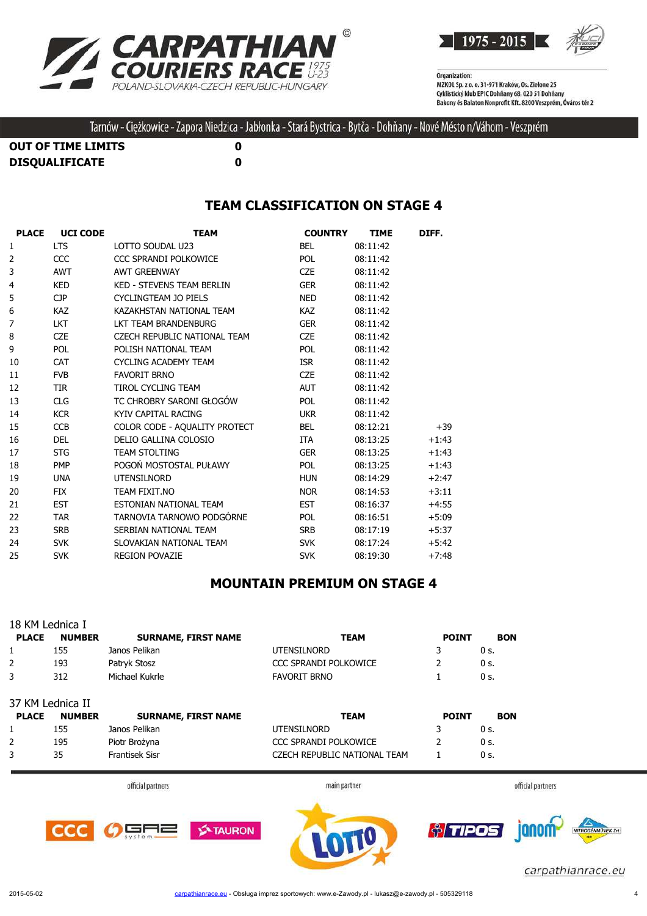Tarnów - Ciężkowice - Zapora Niedzica - Jabłonka - Stará Bystrica - Bytča - Dohňany - Nové Mésto n/Váhom - Veszprém

| | |
|---|---|
| **OUT OF TIME LIMITS** | **0** |
| **DISQUALIFICATE** | **0** |

## TEAM CLASSIFICATION ON STAGE 4

| PLACE | UCI CODE | TEAM | COUNTRY | TIME | DIFF. |
|---|---|---|---|---|---|
| 1 | LTS | LOTTO SOUDAL U23 | BEL | 08:11:42 | |
| 2 | CCC | CCC SPRANDI POLKOWICE | POL | 08:11:42 | |
| 3 | AWT | AWT GREENWAY | CZE | 08:11:42 | |
| 4 | KED | KED - STEVENS TEAM BERLIN | GER | 08:11:42 | |
| 5 | CJP | CYCLINGTEAM JO PIELS | NED | 08:11:42 | |
| 6 | KAZ | KAZAKHSTAN NATIONAL TEAM | KAZ | 08:11:42 | |
| 7 | LKT | LKT TEAM BRANDENBURG | GER | 08:11:42 | |
| 8 | CZE | CZECH REPUBLIC NATIONAL TEAM | CZE | 08:11:42 | |
| 9 | POL | POLISH NATIONAL TEAM | POL | 08:11:42 | |
| 10 | CAT | CYCLING ACADEMY TEAM | ISR | 08:11:42 | |
| 11 | FVB | FAVORIT BRNO | CZE | 08:11:42 | |
| 12 | TIR | TIROL CYCLING TEAM | AUT | 08:11:42 | |
| 13 | CLG | TC CHROBRY SARONI GŁOGÓW | POL | 08:11:42 | |
| 14 | KCR | KYIV CAPITAL RACING | UKR | 08:11:42 | |
| 15 | CCB | COLOR CODE - AQUALITY PROTECT | BEL | 08:12:21 | +39 |
| 16 | DEL | DELIO GALLINA COLOSIO | ITA | 08:13:25 | +1:43 |
| 17 | STG | TEAM STOLTING | GER | 08:13:25 | +1:43 |
| 18 | PMP | POGOŃ MOSTOSTAL PUŁAWY | POL | 08:13:25 | +1:43 |
| 19 | UNA | UTENSILNORD | HUN | 08:14:29 | +2:47 |
| 20 | FIX | TEAM FIXIT.NO | NOR | 08:14:53 | +3:11 |
| 21 | EST | ESTONIAN NATIONAL TEAM | EST | 08:16:37 | +4:55 |
| 22 | TAR | TARNOVIA TARNOWO PODGÓRNE | POL | 08:16:51 | +5:09 |
| 23 | SRB | SERBIAN NATIONAL TEAM | SRB | 08:17:19 | +5:37 |
| 24 | SVK | SLOVAKIAN NATIONAL TEAM | SVK | 08:17:24 | +5:42 |
| 25 | SVK | REGION POVAZIE | SVK | 08:19:30 | +7:48 |

## MOUNTAIN PREMIUM ON STAGE 4

18 KM Lednica I

| PLACE | NUMBER | SURNAME, FIRST NAME | TEAM | POINT | BON |
|---|---|---|---|---|---|
| 1 | 155 | Janos Pelikan | UTENSILNORD | 3 | 0 s. |
| 2 | 193 | Patryk Stosz | CCC SPRANDI POLKOWICE | 2 | 0 s. |
| 3 | 312 | Michael Kukrle | FAVORIT BRNO | 1 | 0 s. |

37 KM Lednica II

| PLACE | NUMBER | SURNAME, FIRST NAME | TEAM | POINT | BON |
|---|---|---|---|---|---|
| 1 | 155 | Janos Pelikan | UTENSILNORD | 3 | 0 s. |
| 2 | 195 | Piotr Brożyna | CCC SPRANDI POLKOWICE | 2 | 0 s. |
| 3 | 35 | Frantisek Sisr | CZECH REPUBLIC NATIONAL TEAM | 1 | 0 s. |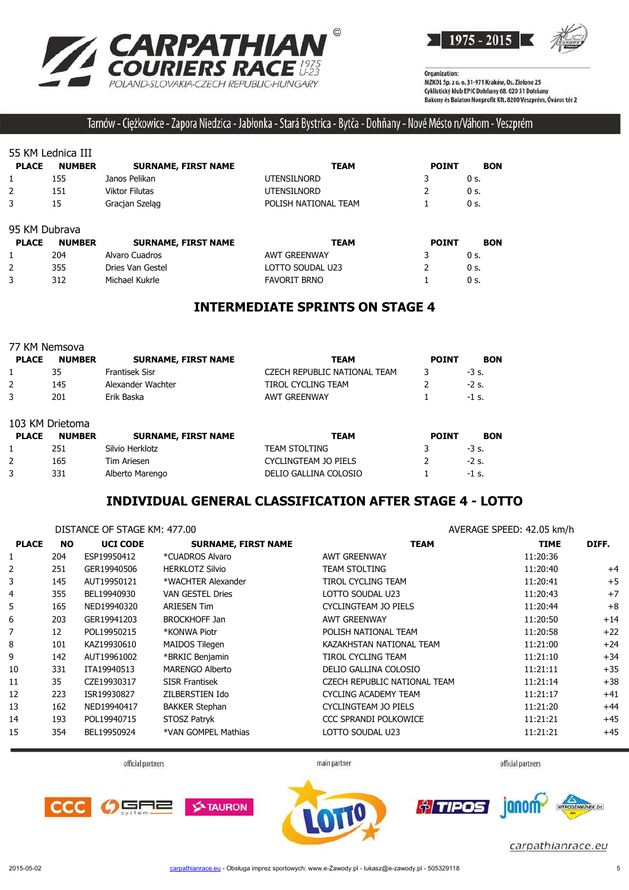Tarnów - Ciężkowice - Zapora Niedzica - Jabłonka - Stará Bystrica - Bytča - Dohňany - Nové Mésto n/Váhom - Veszprém

55 KM Lednica III

| PLACE | NUMBER | SURNAME, FIRST NAME | TEAM | POINT | BON |
|---|---|---|---|---|---|
| 1 | 155 | Janos Pelikan | UTENSILNORD | 3 | 0 s. |
| 2 | 151 | Viktor Filutas | UTENSILNORD | 2 | 0 s. |
| 3 | 15 | Gracjan Szeląg | POLISH NATIONAL TEAM | 1 | 0 s. |

95 KM Dubrava

| PLACE | NUMBER | SURNAME, FIRST NAME | TEAM | POINT | BON |
|---|---|---|---|---|---|
| 1 | 204 | Alvaro Cuadros | AWT GREENWAY | 3 | 0 s. |
| 2 | 355 | Dries Van Gestel | LOTTO SOUDAL U23 | 2 | 0 s. |
| 3 | 312 | Michael Kukrle | FAVORIT BRNO | 1 | 0 s. |

## INTERMEDIATE SPRINTS ON STAGE 4

77 KM Nemsova

| PLACE | NUMBER | SURNAME, FIRST NAME | TEAM | POINT | BON |
|---|---|---|---|---|---|
| 1 | 35 | Frantisek Sisr | CZECH REPUBLIC NATIONAL TEAM | 3 | -3 s. |
| 2 | 145 | Alexander Wachter | TIROL CYCLING TEAM | 2 | -2 s. |
| 3 | 201 | Erik Baska | AWT GREENWAY | 1 | -1 s. |

103 KM Drietoma

| PLACE | NUMBER | SURNAME, FIRST NAME | TEAM | POINT | BON |
|---|---|---|---|---|---|
| 1 | 251 | Silvio Herklotz | TEAM STOLTING | 3 | -3 s. |
| 2 | 165 | Tim Ariesen | CYCLINGTEAM JO PIELS | 2 | -2 s. |
| 3 | 331 | Alberto Marengo | DELIO GALLINA COLOSIO | 1 | -1 s. |

## INDIVIDUAL GENERAL CLASSIFICATION AFTER STAGE 4 - LOTTO

DISTANCE OF STAGE KM: 477.00 — AVERAGE SPEED: 42.05 km/h

| PLACE | NO | UCI CODE | SURNAME, FIRST NAME | TEAM | TIME | DIFF. |
|---|---|---|---|---|---|---|
| 1 | 204 | ESP19950412 | *CUADROS Alvaro | AWT GREENWAY | 11:20:36 | |
| 2 | 251 | GER19940506 | HERKLOTZ Silvio | TEAM STOLTING | 11:20:40 | +4 |
| 3 | 145 | AUT19950121 | *WACHTER Alexander | TIROL CYCLING TEAM | 11:20:41 | +5 |
| 4 | 355 | BEL19940930 | VAN GESTEL Dries | LOTTO SOUDAL U23 | 11:20:43 | +7 |
| 5 | 165 | NED19940320 | ARIESEN Tim | CYCLINGTEAM JO PIELS | 11:20:44 | +8 |
| 6 | 203 | GER19941203 | BROCKHOFF Jan | AWT GREENWAY | 11:20:50 | +14 |
| 7 | 12 | POL19950215 | *KONWA Piotr | POLISH NATIONAL TEAM | 11:20:58 | +22 |
| 8 | 101 | KAZ19930610 | MAIDOS Tilegen | KAZAKHSTAN NATIONAL TEAM | 11:21:00 | +24 |
| 9 | 142 | AUT19961002 | *BRKIC Benjamin | TIROL CYCLING TEAM | 11:21:10 | +34 |
| 10 | 331 | ITA19940513 | MARENGO Alberto | DELIO GALLINA COLOSIO | 11:21:11 | +35 |
| 11 | 35 | CZE19930317 | SISR Frantisek | CZECH REPUBLIC NATIONAL TEAM | 11:21:14 | +38 |
| 12 | 223 | ISR19930827 | ZILBERSTIEN Ido | CYCLING ACADEMY TEAM | 11:21:17 | +41 |
| 13 | 162 | NED19940417 | BAKKER Stephan | CYCLINGTEAM JO PIELS | 11:21:20 | +44 |
| 14 | 193 | POL19940715 | STOSZ Patryk | CCC SPRANDI POLKOWICE | 11:21:21 | +45 |
| 15 | 354 | BEL19950924 | *VAN GOMPEL Mathias | LOTTO SOUDAL U23 | 11:21:21 | +45 |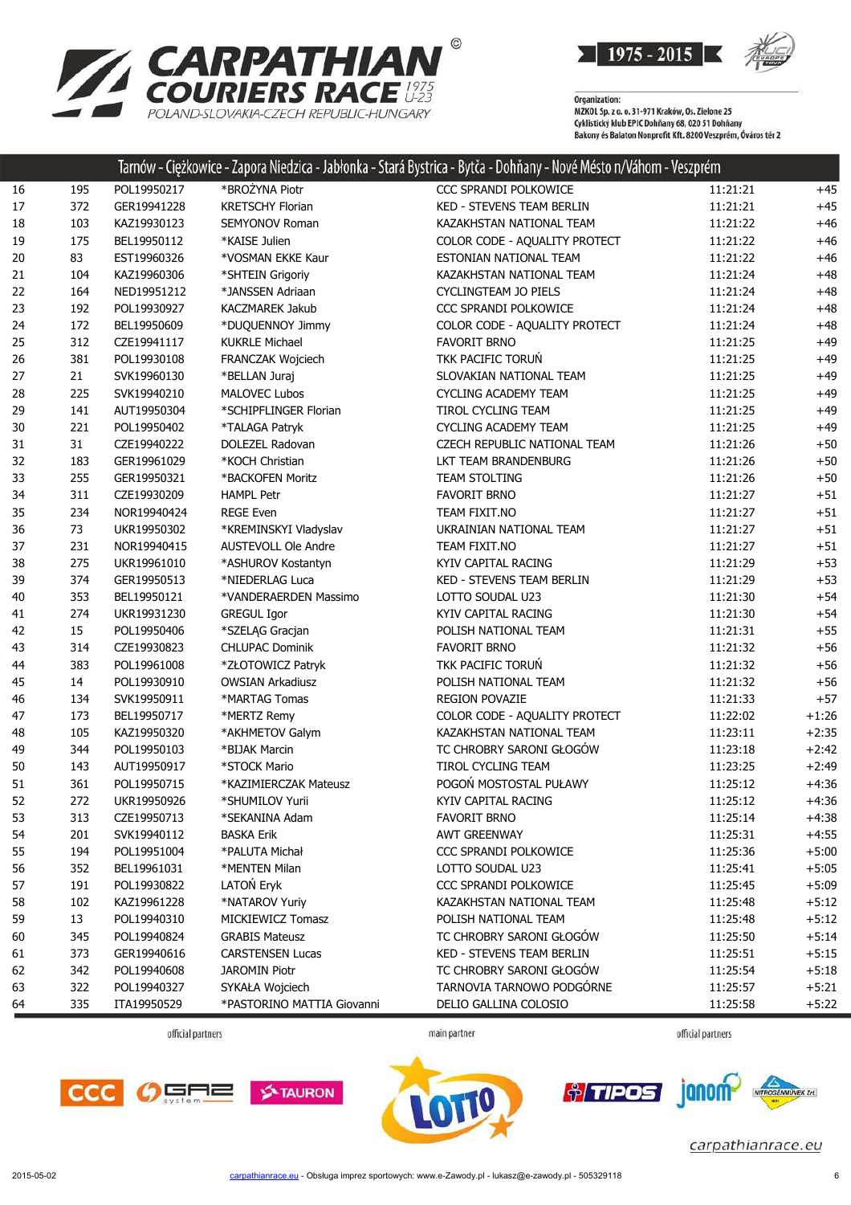# CARPATHIAN COURIERS RACE 1975 U-23

POLAND-SLOVAKIA-CZECH REPUBLIC-HUNGARY

1975 - 2015

Organization:
MZKOL Sp. z o. o. 31-971 Kraków, Os. Zielone 25
Cyklistický klub EPIC Dohňany 68, 020 51 Dohňany
Bakony és Balaton Nonprofit Kft. 8200 Veszprém, Óváros tér 2

## Tarnów - Ciężkowice - Zapora Niedzica - Jabłonka - Stará Bystrica - Bytča - Dohňany - Nové Mésto n/Váhom - Veszprém

| | | | | | | |
|---|---|---|---|---|---|---|
| 16 | 195 | POL19950217 | *BROŻYNA Piotr | CCC SPRANDI POLKOWICE | 11:21:21 | +45 |
| 17 | 372 | GER19941228 | KRETSCHY Florian | KED - STEVENS TEAM BERLIN | 11:21:21 | +45 |
| 18 | 103 | KAZ19930123 | SEMYONOV Roman | KAZAKHSTAN NATIONAL TEAM | 11:21:22 | +46 |
| 19 | 175 | BEL19950112 | *KAISE Julien | COLOR CODE - AQUALITY PROTECT | 11:21:22 | +46 |
| 20 | 83 | EST19960326 | *VOSMAN EKKE Kaur | ESTONIAN NATIONAL TEAM | 11:21:22 | +46 |
| 21 | 104 | KAZ19960306 | *SHTEIN Grigoriy | KAZAKHSTAN NATIONAL TEAM | 11:21:24 | +48 |
| 22 | 164 | NED19951212 | *JANSSEN Adriaan | CYCLINGTEAM JO PIELS | 11:21:24 | +48 |
| 23 | 192 | POL19930927 | KACZMAREK Jakub | CCC SPRANDI POLKOWICE | 11:21:24 | +48 |
| 24 | 172 | BEL19950609 | *DUQUENNOY Jimmy | COLOR CODE - AQUALITY PROTECT | 11:21:24 | +48 |
| 25 | 312 | CZE19941117 | KUKRLE Michael | FAVORIT BRNO | 11:21:25 | +49 |
| 26 | 381 | POL19930108 | FRANCZAK Wojciech | TKK PACIFIC TORUŃ | 11:21:25 | +49 |
| 27 | 21 | SVK19960130 | *BELLAN Juraj | SLOVAKIAN NATIONAL TEAM | 11:21:25 | +49 |
| 28 | 225 | SVK19940210 | MALOVEC Lubos | CYCLING ACADEMY TEAM | 11:21:25 | +49 |
| 29 | 141 | AUT19950304 | *SCHIPFLINGER Florian | TIROL CYCLING TEAM | 11:21:25 | +49 |
| 30 | 221 | POL19950402 | *TALAGA Patryk | CYCLING ACADEMY TEAM | 11:21:25 | +49 |
| 31 | 31 | CZE19940222 | DOLEZEL Radovan | CZECH REPUBLIC NATIONAL TEAM | 11:21:26 | +50 |
| 32 | 183 | GER19961029 | *KOCH Christian | LKT TEAM BRANDENBURG | 11:21:26 | +50 |
| 33 | 255 | GER19950321 | *BACKOFEN Moritz | TEAM STOLTING | 11:21:26 | +50 |
| 34 | 311 | CZE19930209 | HAMPL Petr | FAVORIT BRNO | 11:21:27 | +51 |
| 35 | 234 | NOR19940424 | REGE Even | TEAM FIXIT.NO | 11:21:27 | +51 |
| 36 | 73 | UKR19950302 | *KREMINSKYI Vladyslav | UKRAINIAN NATIONAL TEAM | 11:21:27 | +51 |
| 37 | 231 | NOR19940415 | AUSTEVOLL Ole Andre | TEAM FIXIT.NO | 11:21:27 | +51 |
| 38 | 275 | UKR19961010 | *ASHUROV Kostantyn | KYIV CAPITAL RACING | 11:21:29 | +53 |
| 39 | 374 | GER19950513 | *NIEDERLAG Luca | KED - STEVENS TEAM BERLIN | 11:21:29 | +53 |
| 40 | 353 | BEL19950121 | *VANDERAERDEN Massimo | LOTTO SOUDAL U23 | 11:21:30 | +54 |
| 41 | 274 | UKR19931230 | GREGUL Igor | KYIV CAPITAL RACING | 11:21:30 | +54 |
| 42 | 15 | POL19950406 | *SZELĄG Gracjan | POLISH NATIONAL TEAM | 11:21:31 | +55 |
| 43 | 314 | CZE19930823 | CHLUPAC Dominik | FAVORIT BRNO | 11:21:32 | +56 |
| 44 | 383 | POL19961008 | *ZŁOTOWICZ Patryk | TKK PACIFIC TORUŃ | 11:21:32 | +56 |
| 45 | 14 | POL19930910 | OWSIAN Arkadiusz | POLISH NATIONAL TEAM | 11:21:32 | +56 |
| 46 | 134 | SVK19950911 | *MARTAG Tomas | REGION POVAZIE | 11:21:33 | +57 |
| 47 | 173 | BEL19950717 | *MERTZ Remy | COLOR CODE - AQUALITY PROTECT | 11:22:02 | +1:26 |
| 48 | 105 | KAZ19950320 | *AKHMETOV Galym | KAZAKHSTAN NATIONAL TEAM | 11:23:11 | +2:35 |
| 49 | 344 | POL19950103 | *BIJAK Marcin | TC CHROBRY SARONI GŁOGÓW | 11:23:18 | +2:42 |
| 50 | 143 | AUT19950917 | *STOCK Mario | TIROL CYCLING TEAM | 11:23:25 | +2:49 |
| 51 | 361 | POL19950715 | *KAZIMIERCZAK Mateusz | POGOŃ MOSTOSTAL PUŁAWY | 11:25:12 | +4:36 |
| 52 | 272 | UKR19950926 | *SHUMILOV Yurii | KYIV CAPITAL RACING | 11:25:12 | +4:36 |
| 53 | 313 | CZE19950713 | *SEKANINA Adam | FAVORIT BRNO | 11:25:14 | +4:38 |
| 54 | 201 | SVK19940112 | BASKA Erik | AWT GREENWAY | 11:25:31 | +4:55 |
| 55 | 194 | POL19951004 | *PALUTA Michał | CCC SPRANDI POLKOWICE | 11:25:36 | +5:00 |
| 56 | 352 | BEL19961031 | *MENTEN Milan | LOTTO SOUDAL U23 | 11:25:41 | +5:05 |
| 57 | 191 | POL19930822 | LATOŃ Eryk | CCC SPRANDI POLKOWICE | 11:25:45 | +5:09 |
| 58 | 102 | KAZ19961228 | *NATAROV Yuriy | KAZAKHSTAN NATIONAL TEAM | 11:25:48 | +5:12 |
| 59 | 13 | POL19940310 | MICKIEWICZ Tomasz | POLISH NATIONAL TEAM | 11:25:48 | +5:12 |
| 60 | 345 | POL19940824 | GRABIS Mateusz | TC CHROBRY SARONI GŁOGÓW | 11:25:50 | +5:14 |
| 61 | 373 | GER19940616 | CARSTENSEN Lucas | KED - STEVENS TEAM BERLIN | 11:25:51 | +5:15 |
| 62 | 342 | POL19940608 | JAROMIN Piotr | TC CHROBRY SARONI GŁOGÓW | 11:25:54 | +5:18 |
| 63 | 322 | POL19940327 | SYKAŁA Wojciech | TARNOVIA TARNOWO PODGÓRNE | 11:25:57 | +5:21 |
| 64 | 335 | ITA19950529 | *PASTORINO MATTIA Giovanni | DELIO GALLINA COLOSIO | 11:25:58 | +5:22 |

official partners — main partner — official partners

CCC, GAZ system, TAURON, LOTTO, TIPOS, janom, NITROSÉNMŰVEK Zrt.

carpathianrace.eu

2015-05-02 — carpathianrace.eu - Obsługa imprez sportowych: www.e-Zawody.pl - lukasz@e-zawody.pl - 505329118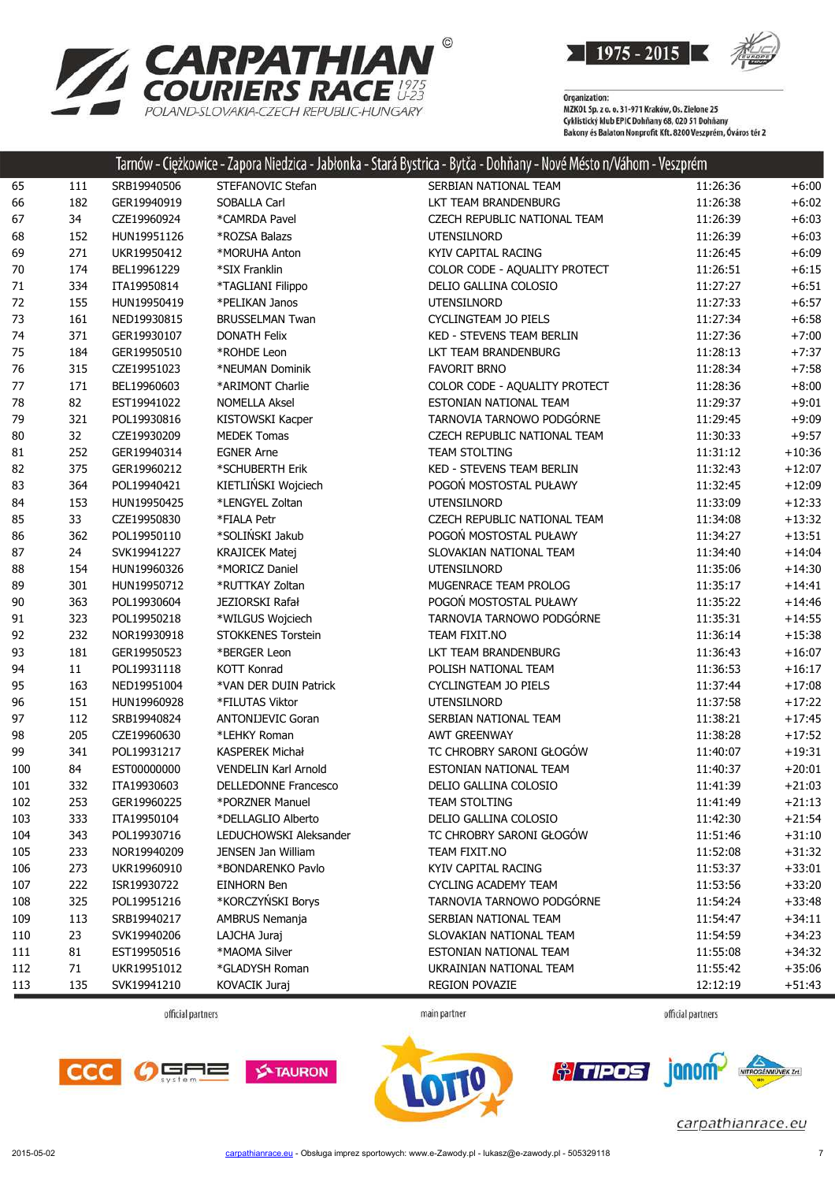# CARPATHIAN COURIERS RACE 1975 U-23

POLAND-SLOVAKIA-CZECH REPUBLIC-HUNGARY

1975 - 2015

Organization:
MZKOL Sp. z o. o. 31-971 Kraków, Os. Zielone 25
Cyklistický klub EPIC Dohňany 68, 020 51 Dohňany
Bakony és Balaton Nonprofit Kft. 8200 Veszprém, Óváros tér 2

## Tarnów - Ciężkowice - Zapora Niedzica - Jabłonka - Stará Bystrica - Bytča - Dohňany - Nové Město n/Váhom - Veszprém

| | | | | | | |
|---|---|---|---|---|---|---|
| 65 | 111 | SRB19940506 | STEFANOVIC Stefan | SERBIAN NATIONAL TEAM | 11:26:36 | +6:00 |
| 66 | 182 | GER19940919 | SOBALLA Carl | LKT TEAM BRANDENBURG | 11:26:38 | +6:02 |
| 67 | 34 | CZE19960924 | *CAMRDA Pavel | CZECH REPUBLIC NATIONAL TEAM | 11:26:39 | +6:03 |
| 68 | 152 | HUN19951126 | *ROZSA Balazs | UTENSILNORD | 11:26:39 | +6:03 |
| 69 | 271 | UKR19950412 | *MORUHA Anton | KYIV CAPITAL RACING | 11:26:45 | +6:09 |
| 70 | 174 | BEL19961229 | *SIX Franklin | COLOR CODE - AQUALITY PROTECT | 11:26:51 | +6:15 |
| 71 | 334 | ITA19950814 | *TAGLIANI Filippo | DELIO GALLINA COLOSIO | 11:27:27 | +6:51 |
| 72 | 155 | HUN19950419 | *PELIKAN Janos | UTENSILNORD | 11:27:33 | +6:57 |
| 73 | 161 | NED19930815 | BRUSSELMAN Twan | CYCLINGTEAM JO PIELS | 11:27:34 | +6:58 |
| 74 | 371 | GER19930107 | DONATH Felix | KED - STEVENS TEAM BERLIN | 11:27:36 | +7:00 |
| 75 | 184 | GER19950510 | *ROHDE Leon | LKT TEAM BRANDENBURG | 11:28:13 | +7:37 |
| 76 | 315 | CZE19951023 | *NEUMAN Dominik | FAVORIT BRNO | 11:28:34 | +7:58 |
| 77 | 171 | BEL19960603 | *ARIMONT Charlie | COLOR CODE - AQUALITY PROTECT | 11:28:36 | +8:00 |
| 78 | 82 | EST19941022 | NOMELLA Aksel | ESTONIAN NATIONAL TEAM | 11:29:37 | +9:01 |
| 79 | 321 | POL19930816 | KISTOWSKI Kacper | TARNOVIA TARNOWO PODGÓRNE | 11:29:45 | +9:09 |
| 80 | 32 | CZE19930209 | MEDEK Tomas | CZECH REPUBLIC NATIONAL TEAM | 11:30:33 | +9:57 |
| 81 | 252 | GER19940314 | EGNER Arne | TEAM STOLTING | 11:31:12 | +10:36 |
| 82 | 375 | GER19960212 | *SCHUBERTH Erik | KED - STEVENS TEAM BERLIN | 11:32:43 | +12:07 |
| 83 | 364 | POL19940421 | KIETLIŃSKI Wojciech | POGOŃ MOSTOSTAL PUŁAWY | 11:32:45 | +12:09 |
| 84 | 153 | HUN19950425 | *LENGYEL Zoltan | UTENSILNORD | 11:33:09 | +12:33 |
| 85 | 33 | CZE19950830 | *FIALA Petr | CZECH REPUBLIC NATIONAL TEAM | 11:34:08 | +13:32 |
| 86 | 362 | POL19950110 | *SOLIŃSKI Jakub | POGOŃ MOSTOSTAL PUŁAWY | 11:34:27 | +13:51 |
| 87 | 24 | SVK19941227 | KRAJICEK Matej | SLOVAKIAN NATIONAL TEAM | 11:34:40 | +14:04 |
| 88 | 154 | HUN19960326 | *MORICZ Daniel | UTENSILNORD | 11:35:06 | +14:30 |
| 89 | 301 | HUN19950712 | *RUTTKAY Zoltan | MUGENRACE TEAM PROLOG | 11:35:17 | +14:41 |
| 90 | 363 | POL19930604 | JEZIORSKI Rafał | POGOŃ MOSTOSTAL PUŁAWY | 11:35:22 | +14:46 |
| 91 | 323 | POL19950218 | *WILGUS Wojciech | TARNOVIA TARNOWO PODGÓRNE | 11:35:31 | +14:55 |
| 92 | 232 | NOR19930918 | STOKKENES Torstein | TEAM FIXIT.NO | 11:36:14 | +15:38 |
| 93 | 181 | GER19950523 | *BERGER Leon | LKT TEAM BRANDENBURG | 11:36:43 | +16:07 |
| 94 | 11 | POL19931118 | KOTT Konrad | POLISH NATIONAL TEAM | 11:36:53 | +16:17 |
| 95 | 163 | NED19951004 | *VAN DER DUIN Patrick | CYCLINGTEAM JO PIELS | 11:37:44 | +17:08 |
| 96 | 151 | HUN19960928 | *FILUTAS Viktor | UTENSILNORD | 11:37:58 | +17:22 |
| 97 | 112 | SRB19940824 | ANTONIJEVIC Goran | SERBIAN NATIONAL TEAM | 11:38:21 | +17:45 |
| 98 | 205 | CZE19960630 | *LEHKY Roman | AWT GREENWAY | 11:38:28 | +17:52 |
| 99 | 341 | POL19931217 | KASPEREK Michał | TC CHROBRY SARONI GŁOGÓW | 11:40:07 | +19:31 |
| 100 | 84 | EST00000000 | VENDELIN Karl Arnold | ESTONIAN NATIONAL TEAM | 11:40:37 | +20:01 |
| 101 | 332 | ITA19930603 | DELLEDONNE Francesco | DELIO GALLINA COLOSIO | 11:41:39 | +21:03 |
| 102 | 253 | GER19960225 | *PORZNER Manuel | TEAM STOLTING | 11:41:49 | +21:13 |
| 103 | 333 | ITA19950104 | *DELLAGLIO Alberto | DELIO GALLINA COLOSIO | 11:42:30 | +21:54 |
| 104 | 343 | POL19930716 | LEDUCHOWSKI Aleksander | TC CHROBRY SARONI GŁOGÓW | 11:51:46 | +31:10 |
| 105 | 233 | NOR19940209 | JENSEN Jan William | TEAM FIXIT.NO | 11:52:08 | +31:32 |
| 106 | 273 | UKR19960910 | *BONDARENKO Pavlo | KYIV CAPITAL RACING | 11:53:37 | +33:01 |
| 107 | 222 | ISR19930722 | EINHORN Ben | CYCLING ACADEMY TEAM | 11:53:56 | +33:20 |
| 108 | 325 | POL19951216 | *KORCZYŃSKI Borys | TARNOVIA TARNOWO PODGÓRNE | 11:54:24 | +33:48 |
| 109 | 113 | SRB19940217 | AMBRUS Nemanja | SERBIAN NATIONAL TEAM | 11:54:47 | +34:11 |
| 110 | 23 | SVK19940206 | LAJCHA Juraj | SLOVAKIAN NATIONAL TEAM | 11:54:59 | +34:23 |
| 111 | 81 | EST19950516 | *MAOMA Silver | ESTONIAN NATIONAL TEAM | 11:55:08 | +34:32 |
| 112 | 71 | UKR19951012 | *GLADYSH Roman | UKRAINIAN NATIONAL TEAM | 11:55:42 | +35:06 |
| 113 | 135 | SVK19941210 | KOVACIK Juraj | REGION POVAZIE | 12:12:19 | +51:43 |

official partners — main partner — official partners

CCC, GAZ system, TAURON, LOTTO, TIPOS, janom, NITROGÉNMŰVEK Zrt.

carpathianrace.eu

2015-05-02 — carpathianrace.eu - Obsługa imprez sportowych: www.e-Zawody.pl - lukasz@e-zawody.pl - 505329118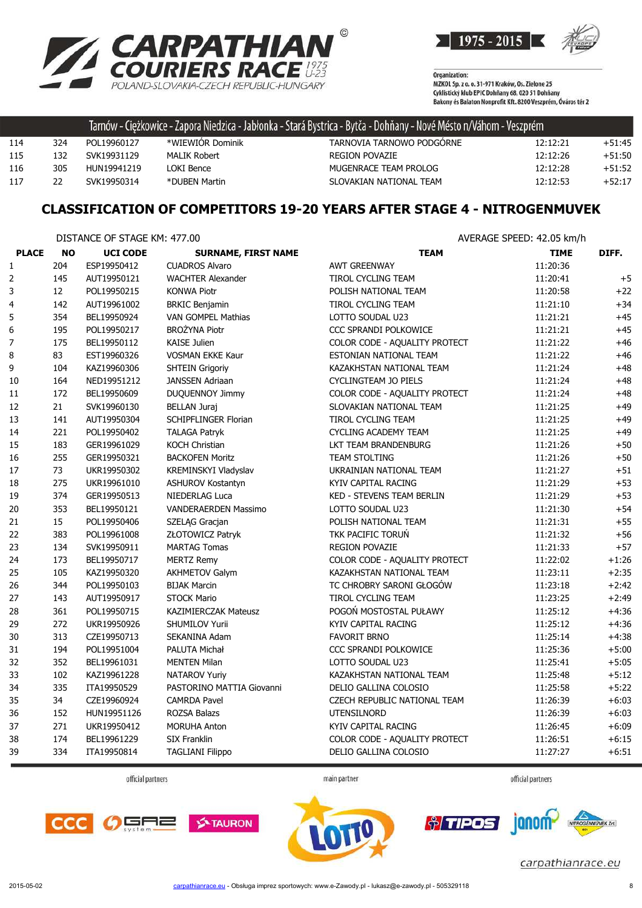| | | | | | |
|---|---|---|---|---|---|
| 114 | 324 | POL19960127 | *WIEWIÓR Dominik | TARNOVIA TARNOWO PODGÓRNE | 12:12:21 | +51:45 |
| 115 | 132 | SVK19931129 | MALIK Robert | REGION POVAZIE | 12:12:26 | +51:50 |
| 116 | 305 | HUN19941219 | LOKI Bence | MUGENRACE TEAM PROLOG | 12:12:28 | +51:52 |
| 117 | 22 | SVK19950314 | *DUBEN Martin | SLOVAKIAN NATIONAL TEAM | 12:12:53 | +52:17 |

## CLASSIFICATION OF COMPETITORS 19-20 YEARS AFTER STAGE 4 - NITROGENMUVEK

DISTANCE OF STAGE KM: 477.00

AVERAGE SPEED: 42.05 km/h

| PLACE | NO | UCI CODE | SURNAME, FIRST NAME | TEAM | TIME | DIFF. |
|---|---|---|---|---|---|---|
| 1 | 204 | ESP19950412 | CUADROS Alvaro | AWT GREENWAY | 11:20:36 | |
| 2 | 145 | AUT19950121 | WACHTER Alexander | TIROL CYCLING TEAM | 11:20:41 | +5 |
| 3 | 12 | POL19950215 | KONWA Piotr | POLISH NATIONAL TEAM | 11:20:58 | +22 |
| 4 | 142 | AUT19961002 | BRKIC Benjamin | TIROL CYCLING TEAM | 11:21:10 | +34 |
| 5 | 354 | BEL19950924 | VAN GOMPEL Mathias | LOTTO SOUDAL U23 | 11:21:21 | +45 |
| 6 | 195 | POL19950217 | BROŻYNA Piotr | CCC SPRANDI POLKOWICE | 11:21:21 | +45 |
| 7 | 175 | BEL19950112 | KAISE Julien | COLOR CODE - AQUALITY PROTECT | 11:21:22 | +46 |
| 8 | 83 | EST19960326 | VOSMAN EKKE Kaur | ESTONIAN NATIONAL TEAM | 11:21:22 | +46 |
| 9 | 104 | KAZ19960306 | SHTEIN Grigoriy | KAZAKHSTAN NATIONAL TEAM | 11:21:24 | +48 |
| 10 | 164 | NED19951212 | JANSSEN Adriaan | CYCLINGTEAM JO PIELS | 11:21:24 | +48 |
| 11 | 172 | BEL19950609 | DUQUENNOY Jimmy | COLOR CODE - AQUALITY PROTECT | 11:21:24 | +48 |
| 12 | 21 | SVK19960130 | BELLAN Juraj | SLOVAKIAN NATIONAL TEAM | 11:21:25 | +49 |
| 13 | 141 | AUT19950304 | SCHIPFLINGER Florian | TIROL CYCLING TEAM | 11:21:25 | +49 |
| 14 | 221 | POL19950402 | TALAGA Patryk | CYCLING ACADEMY TEAM | 11:21:25 | +49 |
| 15 | 183 | GER19961029 | KOCH Christian | LKT TEAM BRANDENBURG | 11:21:26 | +50 |
| 16 | 255 | GER19950321 | BACKOFEN Moritz | TEAM STOLTING | 11:21:26 | +50 |
| 17 | 73 | UKR19950302 | KREMINSKYI Vladyslav | UKRAINIAN NATIONAL TEAM | 11:21:27 | +51 |
| 18 | 275 | UKR19961010 | ASHUROV Kostantyn | KYIV CAPITAL RACING | 11:21:29 | +53 |
| 19 | 374 | GER19950513 | NIEDERLAG Luca | KED - STEVENS TEAM BERLIN | 11:21:29 | +53 |
| 20 | 353 | BEL19950121 | VANDERAERDEN Massimo | LOTTO SOUDAL U23 | 11:21:30 | +54 |
| 21 | 15 | POL19950406 | SZELĄG Gracjan | POLISH NATIONAL TEAM | 11:21:31 | +55 |
| 22 | 383 | POL19961008 | ZŁOTOWICZ Patryk | TKK PACIFIC TORUŃ | 11:21:32 | +56 |
| 23 | 134 | SVK19950911 | MARTAG Tomas | REGION POVAZIE | 11:21:33 | +57 |
| 24 | 173 | BEL19950717 | MERTZ Remy | COLOR CODE - AQUALITY PROTECT | 11:22:02 | +1:26 |
| 25 | 105 | KAZ19950320 | AKHMETOV Galym | KAZAKHSTAN NATIONAL TEAM | 11:23:11 | +2:35 |
| 26 | 344 | POL19950103 | BIJAK Marcin | TC CHROBRY SARONI GŁOGÓW | 11:23:18 | +2:42 |
| 27 | 143 | AUT19950917 | STOCK Mario | TIROL CYCLING TEAM | 11:23:25 | +2:49 |
| 28 | 361 | POL19950715 | KAZIMIERCZAK Mateusz | POGOŃ MOSTOSTAL PUŁAWY | 11:25:12 | +4:36 |
| 29 | 272 | UKR19950926 | SHUMILOV Yurii | KYIV CAPITAL RACING | 11:25:12 | +4:36 |
| 30 | 313 | CZE19950713 | SEKANINA Adam | FAVORIT BRNO | 11:25:14 | +4:38 |
| 31 | 194 | POL19951004 | PALUTA Michał | CCC SPRANDI POLKOWICE | 11:25:36 | +5:00 |
| 32 | 352 | BEL19961031 | MENTEN Milan | LOTTO SOUDAL U23 | 11:25:41 | +5:05 |
| 33 | 102 | KAZ19961228 | NATAROV Yuriy | KAZAKHSTAN NATIONAL TEAM | 11:25:48 | +5:12 |
| 34 | 335 | ITA19950529 | PASTORINO MATTIA Giovanni | DELIO GALLINA COLOSIO | 11:25:58 | +5:22 |
| 35 | 34 | CZE19960924 | CAMRDA Pavel | CZECH REPUBLIC NATIONAL TEAM | 11:26:39 | +6:03 |
| 36 | 152 | HUN19951126 | ROZSA Balazs | UTENSILNORD | 11:26:39 | +6:03 |
| 37 | 271 | UKR19950412 | MORUHA Anton | KYIV CAPITAL RACING | 11:26:45 | +6:09 |
| 38 | 174 | BEL19961229 | SIX Franklin | COLOR CODE - AQUALITY PROTECT | 11:26:51 | +6:15 |
| 39 | 334 | ITA19950814 | TAGLIANI Filippo | DELIO GALLINA COLOSIO | 11:27:27 | +6:51 |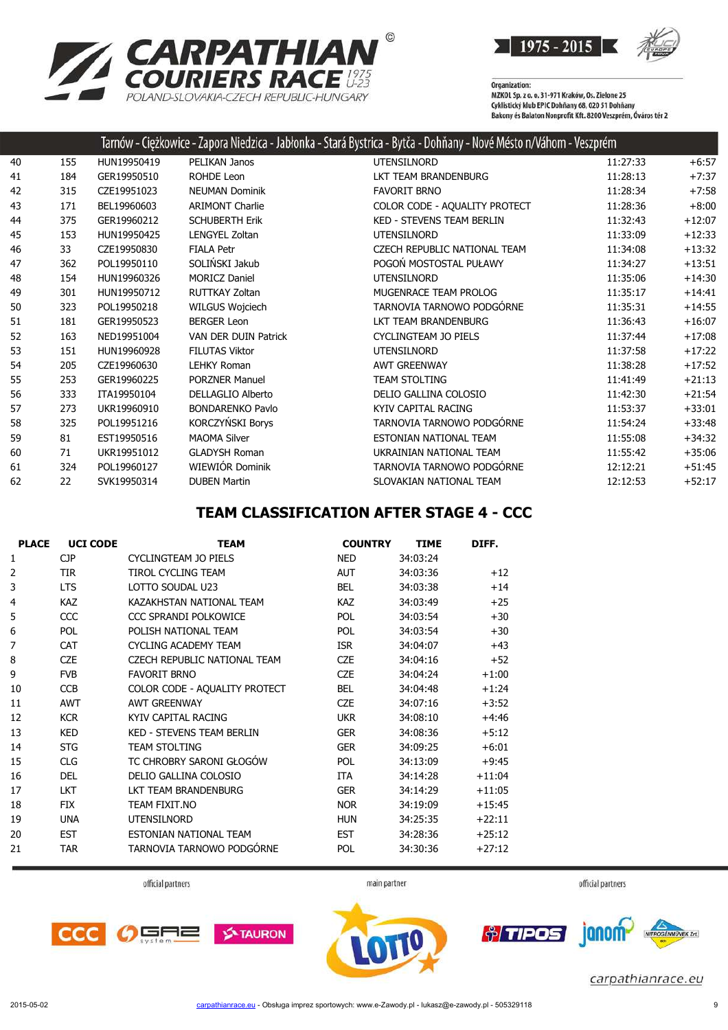Tarnów - Ciężkowice - Zapora Niedzica - Jabłonka - Stará Bystrica - Bytča - Dohňany - Nové Mésto n/Váhom - Veszprém

| | | | | | | |
|---|---|---|---|---|---|---|
| 40 | 155 | HUN19950419 | PELIKAN Janos | UTENSILNORD | 11:27:33 | +6:57 |
| 41 | 184 | GER19950510 | ROHDE Leon | LKT TEAM BRANDENBURG | 11:28:13 | +7:37 |
| 42 | 315 | CZE19951023 | NEUMAN Dominik | FAVORIT BRNO | 11:28:34 | +7:58 |
| 43 | 171 | BEL19960603 | ARIMONT Charlie | COLOR CODE - AQUALITY PROTECT | 11:28:36 | +8:00 |
| 44 | 375 | GER19960212 | SCHUBERTH Erik | KED - STEVENS TEAM BERLIN | 11:32:43 | +12:07 |
| 45 | 153 | HUN19950425 | LENGYEL Zoltan | UTENSILNORD | 11:33:09 | +12:33 |
| 46 | 33 | CZE19950830 | FIALA Petr | CZECH REPUBLIC NATIONAL TEAM | 11:34:08 | +13:32 |
| 47 | 362 | POL19950110 | SOLIŃSKI Jakub | POGOŃ MOSTOSTAL PUŁAWY | 11:34:27 | +13:51 |
| 48 | 154 | HUN19960326 | MORICZ Daniel | UTENSILNORD | 11:35:06 | +14:30 |
| 49 | 301 | HUN19950712 | RUTTKAY Zoltan | MUGENRACE TEAM PROLOG | 11:35:17 | +14:41 |
| 50 | 323 | POL19950218 | WILGUS Wojciech | TARNOVIA TARNOWO PODGÓRNE | 11:35:31 | +14:55 |
| 51 | 181 | GER19950523 | BERGER Leon | LKT TEAM BRANDENBURG | 11:36:43 | +16:07 |
| 52 | 163 | NED19951004 | VAN DER DUIN Patrick | CYCLINGTEAM JO PIELS | 11:37:44 | +17:08 |
| 53 | 151 | HUN19960928 | FILUTAS Viktor | UTENSILNORD | 11:37:58 | +17:22 |
| 54 | 205 | CZE19960630 | LEHKY Roman | AWT GREENWAY | 11:38:28 | +17:52 |
| 55 | 253 | GER19960225 | PORZNER Manuel | TEAM STOLTING | 11:41:49 | +21:13 |
| 56 | 333 | ITA19950104 | DELLAGLIO Alberto | DELIO GALLINA COLOSIO | 11:42:30 | +21:54 |
| 57 | 273 | UKR19960910 | BONDARENKO Pavlo | KYIV CAPITAL RACING | 11:53:37 | +33:01 |
| 58 | 325 | POL19951216 | KORCZYŃSKI Borys | TARNOVIA TARNOWO PODGÓRNE | 11:54:24 | +33:48 |
| 59 | 81 | EST19950516 | MAOMA Silver | ESTONIAN NATIONAL TEAM | 11:55:08 | +34:32 |
| 60 | 71 | UKR19951012 | GLADYSH Roman | UKRAINIAN NATIONAL TEAM | 11:55:42 | +35:06 |
| 61 | 324 | POL19960127 | WIEWIÓR Dominik | TARNOVIA TARNOWO PODGÓRNE | 12:12:21 | +51:45 |
| 62 | 22 | SVK19950314 | DUBEN Martin | SLOVAKIAN NATIONAL TEAM | 12:12:53 | +52:17 |

## TEAM CLASSIFICATION AFTER STAGE 4 - CCC

| PLACE | UCI CODE | TEAM | COUNTRY | TIME | DIFF. |
|---|---|---|---|---|---|
| 1 | CJP | CYCLINGTEAM JO PIELS | NED | 34:03:24 | |
| 2 | TIR | TIROL CYCLING TEAM | AUT | 34:03:36 | +12 |
| 3 | LTS | LOTTO SOUDAL U23 | BEL | 34:03:38 | +14 |
| 4 | KAZ | KAZAKHSTAN NATIONAL TEAM | KAZ | 34:03:49 | +25 |
| 5 | CCC | CCC SPRANDI POLKOWICE | POL | 34:03:54 | +30 |
| 6 | POL | POLISH NATIONAL TEAM | POL | 34:03:54 | +30 |
| 7 | CAT | CYCLING ACADEMY TEAM | ISR | 34:04:07 | +43 |
| 8 | CZE | CZECH REPUBLIC NATIONAL TEAM | CZE | 34:04:16 | +52 |
| 9 | FVB | FAVORIT BRNO | CZE | 34:04:24 | +1:00 |
| 10 | CCB | COLOR CODE - AQUALITY PROTECT | BEL | 34:04:48 | +1:24 |
| 11 | AWT | AWT GREENWAY | CZE | 34:07:16 | +3:52 |
| 12 | KCR | KYIV CAPITAL RACING | UKR | 34:08:10 | +4:46 |
| 13 | KED | KED - STEVENS TEAM BERLIN | GER | 34:08:36 | +5:12 |
| 14 | STG | TEAM STOLTING | GER | 34:09:25 | +6:01 |
| 15 | CLG | TC CHROBRY SARONI GŁOGÓW | POL | 34:13:09 | +9:45 |
| 16 | DEL | DELIO GALLINA COLOSIO | ITA | 34:14:28 | +11:04 |
| 17 | LKT | LKT TEAM BRANDENBURG | GER | 34:14:29 | +11:05 |
| 18 | FIX | TEAM FIXIT.NO | NOR | 34:19:09 | +15:45 |
| 19 | UNA | UTENSILNORD | HUN | 34:25:35 | +22:11 |
| 20 | EST | ESTONIAN NATIONAL TEAM | EST | 34:28:36 | +25:12 |
| 21 | TAR | TARNOVIA TARNOWO PODGÓRNE | POL | 34:30:36 | +27:12 |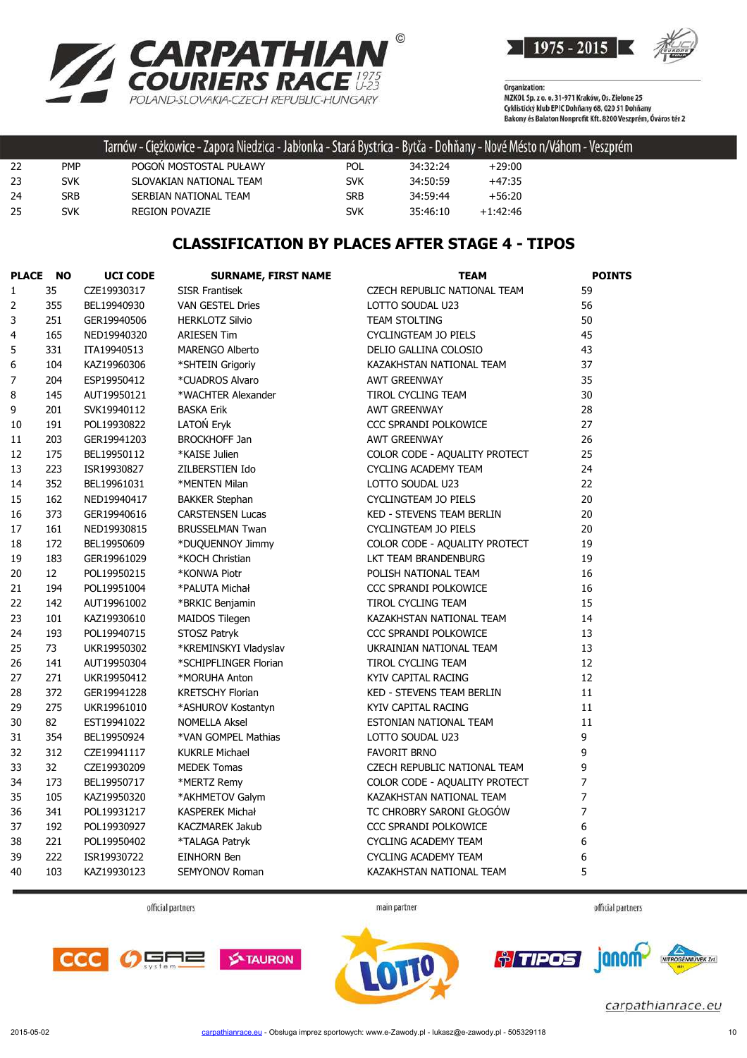Tarnów - Ciężkowice - Zapora Niedzica - Jabłonka - Stará Bystrica - Bytča - Dohňany - Nové Mésto n/Váhom - Veszprém

| | | | | | |
|---|---|---|---|---|---|
| 22 | PMP | POGOŃ MOSTOSTAL PUŁAWY | POL | 34:32:24 | +29:00 |
| 23 | SVK | SLOVAKIAN NATIONAL TEAM | SVK | 34:50:59 | +47:35 |
| 24 | SRB | SERBIAN NATIONAL TEAM | SRB | 34:59:44 | +56:20 |
| 25 | SVK | REGION POVAZIE | SVK | 35:46:10 | +1:42:46 |

## CLASSIFICATION BY PLACES AFTER STAGE 4 - TIPOS

| PLACE | NO | UCI CODE | SURNAME, FIRST NAME | TEAM | POINTS |
|---|---|---|---|---|---|
| 1 | 35 | CZE19930317 | SISR Frantisek | CZECH REPUBLIC NATIONAL TEAM | 59 |
| 2 | 355 | BEL19940930 | VAN GESTEL Dries | LOTTO SOUDAL U23 | 56 |
| 3 | 251 | GER19940506 | HERKLOTZ Silvio | TEAM STOLTING | 50 |
| 4 | 165 | NED19940320 | ARIESEN Tim | CYCLINGTEAM JO PIELS | 45 |
| 5 | 331 | ITA19940513 | MARENGO Alberto | DELIO GALLINA COLOSIO | 43 |
| 6 | 104 | KAZ19960306 | *SHTEIN Grigoriy | KAZAKHSTAN NATIONAL TEAM | 37 |
| 7 | 204 | ESP19950412 | *CUADROS Alvaro | AWT GREENWAY | 35 |
| 8 | 145 | AUT19950121 | *WACHTER Alexander | TIROL CYCLING TEAM | 30 |
| 9 | 201 | SVK19940112 | BASKA Erik | AWT GREENWAY | 28 |
| 10 | 191 | POL19930822 | LATOŃ Eryk | CCC SPRANDI POLKOWICE | 27 |
| 11 | 203 | GER19941203 | BROCKHOFF Jan | AWT GREENWAY | 26 |
| 12 | 175 | BEL19950112 | *KAISE Julien | COLOR CODE - AQUALITY PROTECT | 25 |
| 13 | 223 | ISR19930827 | ZILBERSTIEN Ido | CYCLING ACADEMY TEAM | 24 |
| 14 | 352 | BEL19961031 | *MENTEN Milan | LOTTO SOUDAL U23 | 22 |
| 15 | 162 | NED19940417 | BAKKER Stephan | CYCLINGTEAM JO PIELS | 20 |
| 16 | 373 | GER19940616 | CARSTENSEN Lucas | KED - STEVENS TEAM BERLIN | 20 |
| 17 | 161 | NED19930815 | BRUSSELMAN Twan | CYCLINGTEAM JO PIELS | 20 |
| 18 | 172 | BEL19950609 | *DUQUENNOY Jimmy | COLOR CODE - AQUALITY PROTECT | 19 |
| 19 | 183 | GER19961029 | *KOCH Christian | LKT TEAM BRANDENBURG | 19 |
| 20 | 12 | POL19950215 | *KONWA Piotr | POLISH NATIONAL TEAM | 16 |
| 21 | 194 | POL19951004 | *PALUTA Michał | CCC SPRANDI POLKOWICE | 16 |
| 22 | 142 | AUT19961002 | *BRKIC Benjamin | TIROL CYCLING TEAM | 15 |
| 23 | 101 | KAZ19930610 | MAIDOS Tilegen | KAZAKHSTAN NATIONAL TEAM | 14 |
| 24 | 193 | POL19940715 | STOSZ Patryk | CCC SPRANDI POLKOWICE | 13 |
| 25 | 73 | UKR19950302 | *KREMINSKYI Vladyslav | UKRAINIAN NATIONAL TEAM | 13 |
| 26 | 141 | AUT19950304 | *SCHIPFLINGER Florian | TIROL CYCLING TEAM | 12 |
| 27 | 271 | UKR19950412 | *MORUHA Anton | KYIV CAPITAL RACING | 12 |
| 28 | 372 | GER19941228 | KRETSCHY Florian | KED - STEVENS TEAM BERLIN | 11 |
| 29 | 275 | UKR19961010 | *ASHUROV Kostantyn | KYIV CAPITAL RACING | 11 |
| 30 | 82 | EST19941022 | NOMELLA Aksel | ESTONIAN NATIONAL TEAM | 11 |
| 31 | 354 | BEL19950924 | *VAN GOMPEL Mathias | LOTTO SOUDAL U23 | 9 |
| 32 | 312 | CZE19941117 | KUKRLE Michael | FAVORIT BRNO | 9 |
| 33 | 32 | CZE19930209 | MEDEK Tomas | CZECH REPUBLIC NATIONAL TEAM | 9 |
| 34 | 173 | BEL19950717 | *MERTZ Remy | COLOR CODE - AQUALITY PROTECT | 7 |
| 35 | 105 | KAZ19950320 | *AKHMETOV Galym | KAZAKHSTAN NATIONAL TEAM | 7 |
| 36 | 341 | POL19931217 | KASPEREK Michał | TC CHROBRY SARONI GŁOGÓW | 7 |
| 37 | 192 | POL19930927 | KACZMAREK Jakub | CCC SPRANDI POLKOWICE | 6 |
| 38 | 221 | POL19950402 | *TALAGA Patryk | CYCLING ACADEMY TEAM | 6 |
| 39 | 222 | ISR19930722 | EINHORN Ben | CYCLING ACADEMY TEAM | 6 |
| 40 | 103 | KAZ19930123 | SEMYONOV Roman | KAZAKHSTAN NATIONAL TEAM | 5 |

official partners — main partner — official partners

carpathianrace.eu

2015-05-02 carpathianrace.eu - Obsługa imprez sportowych: www.e-Zawody.pl - lukasz@e-zawody.pl - 505329118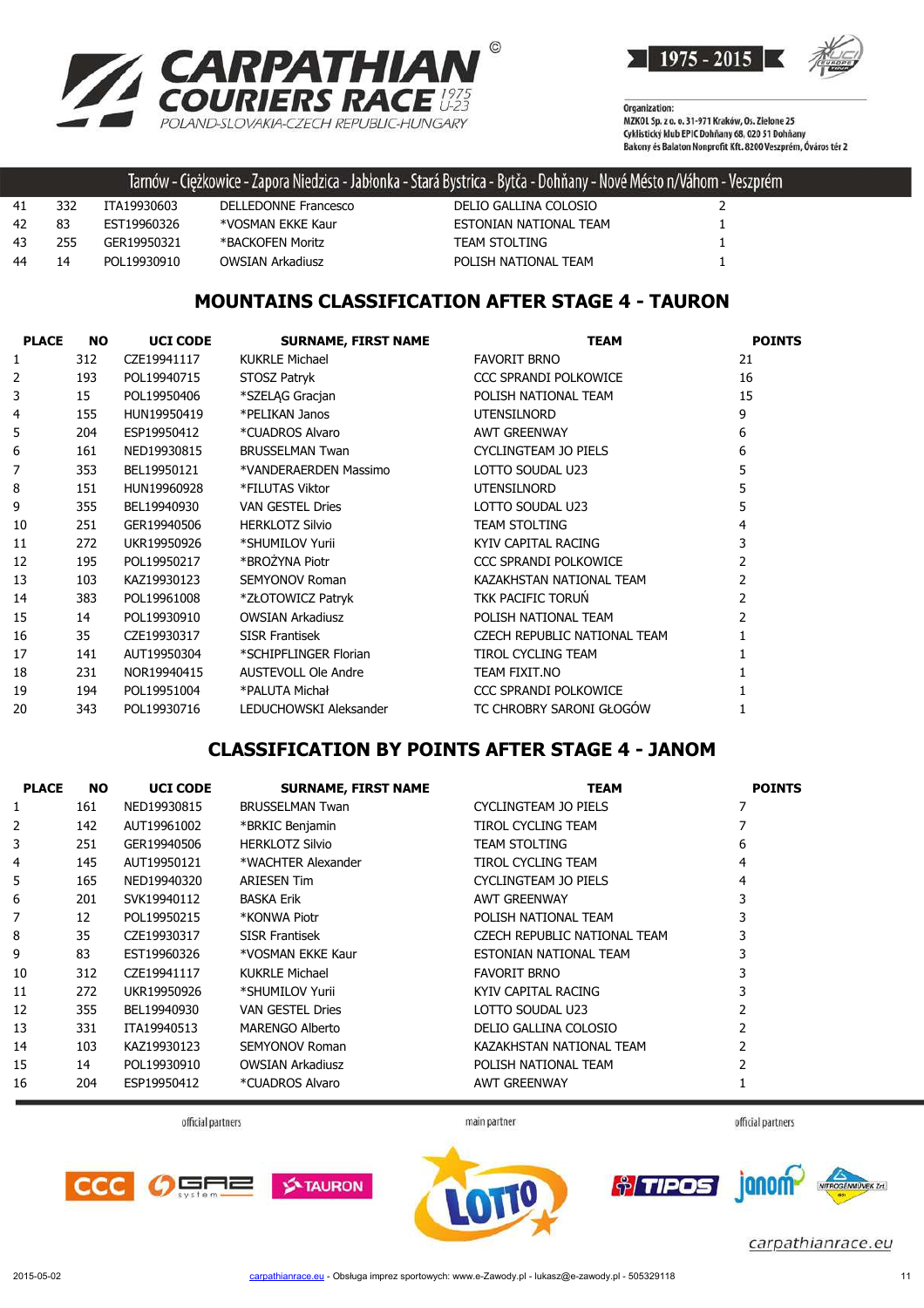Tarnów - Ciężkowice - Zapora Niedzica - Jabłonka - Stará Bystrica - Bytča - Dohňany - Nové Mésto n/Váhom - Veszprém

| | | | | | |
|---|---|---|---|---|---|
| 41 | 332 | ITA19930603 | DELLEDONNE Francesco | DELIO GALLINA COLOSIO | 2 |
| 42 | 83 | EST19960326 | *VOSMAN EKKE Kaur | ESTONIAN NATIONAL TEAM | 1 |
| 43 | 255 | GER19950321 | *BACKOFEN Moritz | TEAM STOLTING | 1 |
| 44 | 14 | POL19930910 | OWSIAN Arkadiusz | POLISH NATIONAL TEAM | 1 |

## MOUNTAINS CLASSIFICATION AFTER STAGE 4 - TAURON

| PLACE | NO | UCI CODE | SURNAME, FIRST NAME | TEAM | POINTS |
|---|---|---|---|---|---|
| 1 | 312 | CZE19941117 | KUKRLE Michael | FAVORIT BRNO | 21 |
| 2 | 193 | POL19940715 | STOSZ Patryk | CCC SPRANDI POLKOWICE | 16 |
| 3 | 15 | POL19950406 | *SZELĄG Gracjan | POLISH NATIONAL TEAM | 15 |
| 4 | 155 | HUN19950419 | *PELIKAN Janos | UTENSILNORD | 9 |
| 5 | 204 | ESP19950412 | *CUADROS Alvaro | AWT GREENWAY | 6 |
| 6 | 161 | NED19930815 | BRUSSELMAN Twan | CYCLINGTEAM JO PIELS | 6 |
| 7 | 353 | BEL19950121 | *VANDERAERDEN Massimo | LOTTO SOUDAL U23 | 5 |
| 8 | 151 | HUN19960928 | *FILUTAS Viktor | UTENSILNORD | 5 |
| 9 | 355 | BEL19940930 | VAN GESTEL Dries | LOTTO SOUDAL U23 | 5 |
| 10 | 251 | GER19940506 | HERKLOTZ Silvio | TEAM STOLTING | 4 |
| 11 | 272 | UKR19950926 | *SHUMILOV Yurii | KYIV CAPITAL RACING | 3 |
| 12 | 195 | POL19950217 | *BROŻYNA Piotr | CCC SPRANDI POLKOWICE | 2 |
| 13 | 103 | KAZ19930123 | SEMYONOV Roman | KAZAKHSTAN NATIONAL TEAM | 2 |
| 14 | 383 | POL19961008 | *ZŁOTOWICZ Patryk | TKK PACIFIC TORUŃ | 2 |
| 15 | 14 | POL19930910 | OWSIAN Arkadiusz | POLISH NATIONAL TEAM | 2 |
| 16 | 35 | CZE19930317 | SISR Frantisek | CZECH REPUBLIC NATIONAL TEAM | 1 |
| 17 | 141 | AUT19950304 | *SCHIPFLINGER Florian | TIROL CYCLING TEAM | 1 |
| 18 | 231 | NOR19940415 | AUSTEVOLL Ole Andre | TEAM FIXIT.NO | 1 |
| 19 | 194 | POL19951004 | *PALUTA Michał | CCC SPRANDI POLKOWICE | 1 |
| 20 | 343 | POL19930716 | LEDUCHOWSKI Aleksander | TC CHROBRY SARONI GŁOGÓW | 1 |

## CLASSIFICATION BY POINTS AFTER STAGE 4 - JANOM

| PLACE | NO | UCI CODE | SURNAME, FIRST NAME | TEAM | POINTS |
|---|---|---|---|---|---|
| 1 | 161 | NED19930815 | BRUSSELMAN Twan | CYCLINGTEAM JO PIELS | 7 |
| 2 | 142 | AUT19961002 | *BRKIC Benjamin | TIROL CYCLING TEAM | 7 |
| 3 | 251 | GER19940506 | HERKLOTZ Silvio | TEAM STOLTING | 6 |
| 4 | 145 | AUT19950121 | *WACHTER Alexander | TIROL CYCLING TEAM | 4 |
| 5 | 165 | NED19940320 | ARIESEN Tim | CYCLINGTEAM JO PIELS | 4 |
| 6 | 201 | SVK19940112 | BASKA Erik | AWT GREENWAY | 3 |
| 7 | 12 | POL19950215 | *KONWA Piotr | POLISH NATIONAL TEAM | 3 |
| 8 | 35 | CZE19930317 | SISR Frantisek | CZECH REPUBLIC NATIONAL TEAM | 3 |
| 9 | 83 | EST19960326 | *VOSMAN EKKE Kaur | ESTONIAN NATIONAL TEAM | 3 |
| 10 | 312 | CZE19941117 | KUKRLE Michael | FAVORIT BRNO | 3 |
| 11 | 272 | UKR19950926 | *SHUMILOV Yurii | KYIV CAPITAL RACING | 3 |
| 12 | 355 | BEL19940930 | VAN GESTEL Dries | LOTTO SOUDAL U23 | 2 |
| 13 | 331 | ITA19940513 | MARENGO Alberto | DELIO GALLINA COLOSIO | 2 |
| 14 | 103 | KAZ19930123 | SEMYONOV Roman | KAZAKHSTAN NATIONAL TEAM | 2 |
| 15 | 14 | POL19930910 | OWSIAN Arkadiusz | POLISH NATIONAL TEAM | 2 |
| 16 | 204 | ESP19950412 | *CUADROS Alvaro | AWT GREENWAY | 1 |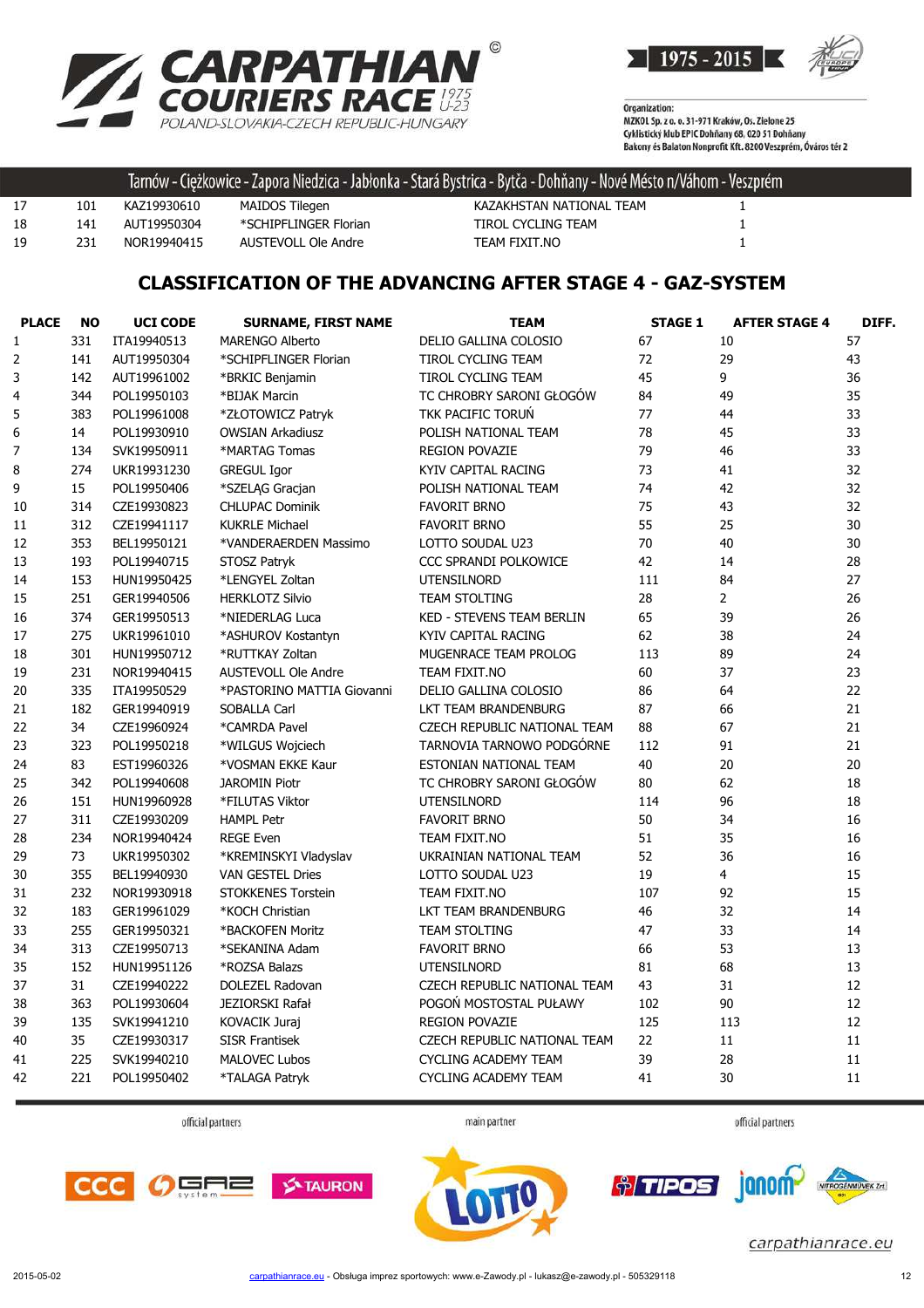# CARPATHIAN COURIERS RACE U-23

POLAND-SLOVAKIA-CZECH REPUBLIC-HUNGARY

1975 - 2015

Organization:
MZKOL Sp. z o. o. 31-971 Kraków, Os. Zielone 25
Cyklistický klub EPIC Dohňany 68, 020 51 Dohňany
Bakony és Balaton Nonprofit Kft. 8200 Veszprém, Óváros tér 2

Tarnów - Ciężkowice - Zapora Niedzica - Jabłonka - Stará Bystrica - Bytča - Dohňany - Nové Mésto n/Váhom - Veszprém

| | | | | | |
|---|---|---|---|---|---|
| 17 | 101 | KAZ19930610 | MAIDOS Tilegen | KAZAKHSTAN NATIONAL TEAM | 1 |
| 18 | 141 | AUT19950304 | *SCHIPFLINGER Florian | TIROL CYCLING TEAM | 1 |
| 19 | 231 | NOR19940415 | AUSTEVOLL Ole Andre | TEAM FIXIT.NO | 1 |

## CLASSIFICATION OF THE ADVANCING AFTER STAGE 4 - GAZ-SYSTEM

| PLACE | NO | UCI CODE | SURNAME, FIRST NAME | TEAM | STAGE 1 | AFTER STAGE 4 | DIFF. |
|---|---|---|---|---|---|---|---|
| 1 | 331 | ITA19940513 | MARENGO Alberto | DELIO GALLINA COLOSIO | 67 | 10 | 57 |
| 2 | 141 | AUT19950304 | *SCHIPFLINGER Florian | TIROL CYCLING TEAM | 72 | 29 | 43 |
| 3 | 142 | AUT19961002 | *BRKIC Benjamin | TIROL CYCLING TEAM | 45 | 9 | 36 |
| 4 | 344 | POL19950103 | *BIJAK Marcin | TC CHROBRY SARONI GŁOGÓW | 84 | 49 | 35 |
| 5 | 383 | POL19961008 | *ZŁOTOWICZ Patryk | TKK PACIFIC TORUŃ | 77 | 44 | 33 |
| 6 | 14 | POL19930910 | OWSIAN Arkadiusz | POLISH NATIONAL TEAM | 78 | 45 | 33 |
| 7 | 134 | SVK19950911 | *MARTAG Tomas | REGION POVAZIE | 79 | 46 | 33 |
| 8 | 274 | UKR19931230 | GREGUL Igor | KYIV CAPITAL RACING | 73 | 41 | 32 |
| 9 | 15 | POL19950406 | *SZELĄG Gracjan | POLISH NATIONAL TEAM | 74 | 42 | 32 |
| 10 | 314 | CZE19930823 | CHLUPAC Dominik | FAVORIT BRNO | 75 | 43 | 32 |
| 11 | 312 | CZE19941117 | KUKRLE Michael | FAVORIT BRNO | 55 | 25 | 30 |
| 12 | 353 | BEL19950121 | *VANDERAERDEN Massimo | LOTTO SOUDAL U23 | 70 | 40 | 30 |
| 13 | 193 | POL19940715 | STOSZ Patryk | CCC SPRANDI POLKOWICE | 42 | 14 | 28 |
| 14 | 153 | HUN19950425 | *LENGYEL Zoltan | UTENSILNORD | 111 | 84 | 27 |
| 15 | 251 | GER19940506 | HERKLOTZ Silvio | TEAM STOLTING | 28 | 2 | 26 |
| 16 | 374 | GER19950513 | *NIEDERLAG Luca | KED - STEVENS TEAM BERLIN | 65 | 39 | 26 |
| 17 | 275 | UKR19961010 | *ASHUROV Kostantyn | KYIV CAPITAL RACING | 62 | 38 | 24 |
| 18 | 301 | HUN19950712 | *RUTTKAY Zoltan | MUGENRACE TEAM PROLOG | 113 | 89 | 24 |
| 19 | 231 | NOR19940415 | AUSTEVOLL Ole Andre | TEAM FIXIT.NO | 60 | 37 | 23 |
| 20 | 335 | ITA19950529 | *PASTORINO MATTIA Giovanni | DELIO GALLINA COLOSIO | 86 | 64 | 22 |
| 21 | 182 | GER19940919 | SOBALLA Carl | LKT TEAM BRANDENBURG | 87 | 66 | 21 |
| 22 | 34 | CZE19960924 | *CAMRDA Pavel | CZECH REPUBLIC NATIONAL TEAM | 88 | 67 | 21 |
| 23 | 323 | POL19950218 | *WILGUS Wojciech | TARNOVIA TARNOWO PODGÓRNE | 112 | 91 | 21 |
| 24 | 83 | EST19960326 | *VOSMAN EKKE Kaur | ESTONIAN NATIONAL TEAM | 40 | 20 | 20 |
| 25 | 342 | POL19940608 | JAROMIN Piotr | TC CHROBRY SARONI GŁOGÓW | 80 | 62 | 18 |
| 26 | 151 | HUN19960928 | *FILUTAS Viktor | UTENSILNORD | 114 | 96 | 18 |
| 27 | 311 | CZE19930209 | HAMPL Petr | FAVORIT BRNO | 50 | 34 | 16 |
| 28 | 234 | NOR19940424 | REGE Even | TEAM FIXIT.NO | 51 | 35 | 16 |
| 29 | 73 | UKR19950302 | *KREMINSKYI Vladyslav | UKRAINIAN NATIONAL TEAM | 52 | 36 | 16 |
| 30 | 355 | BEL19940930 | VAN GESTEL Dries | LOTTO SOUDAL U23 | 19 | 4 | 15 |
| 31 | 232 | NOR19930918 | STOKKENES Torstein | TEAM FIXIT.NO | 107 | 92 | 15 |
| 32 | 183 | GER19961029 | *KOCH Christian | LKT TEAM BRANDENBURG | 46 | 32 | 14 |
| 33 | 255 | GER19950321 | *BACKOFEN Moritz | TEAM STOLTING | 47 | 33 | 14 |
| 34 | 313 | CZE19950713 | *SEKANINA Adam | FAVORIT BRNO | 66 | 53 | 13 |
| 35 | 152 | HUN19951126 | *ROZSA Balazs | UTENSILNORD | 81 | 68 | 13 |
| 37 | 31 | CZE19940222 | DOLEZEL Radovan | CZECH REPUBLIC NATIONAL TEAM | 43 | 31 | 12 |
| 38 | 363 | POL19930604 | JEZIORSKI Rafał | POGOŃ MOSTOSTAL PUŁAWY | 102 | 90 | 12 |
| 39 | 135 | SVK19941210 | KOVACIK Juraj | REGION POVAZIE | 125 | 113 | 12 |
| 40 | 35 | CZE19930317 | SISR Frantisek | CZECH REPUBLIC NATIONAL TEAM | 22 | 11 | 11 |
| 41 | 225 | SVK19940210 | MALOVEC Lubos | CYCLING ACADEMY TEAM | 39 | 28 | 11 |
| 42 | 221 | POL19950402 | *TALAGA Patryk | CYCLING ACADEMY TEAM | 41 | 30 | 11 |

official partners — main partner — official partners

carpathianrace.eu

2015-05-02 — carpathianrace.eu - Obsługa imprez sportowych: www.e-Zawody.pl - lukasz@e-zawody.pl - 505329118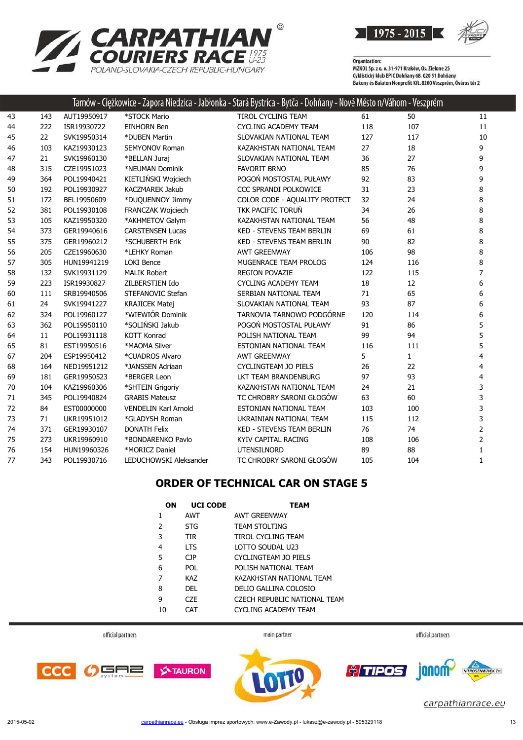Tarnów - Ciężkowice - Zapora Niedzica - Jabłonka - Stará Bystrica - Bytča - Dohňany - Nové Mésto n/Váhom - Veszprém

| | | | | | | | |
|---|---|---|---|---|---|---|---|
| 43 | 143 | AUT19950917 | *STOCK Mario | TIROL CYCLING TEAM | 61 | 50 | 11 |
| 44 | 222 | ISR19930722 | EINHORN Ben | CYCLING ACADEMY TEAM | 118 | 107 | 11 |
| 45 | 22 | SVK19950314 | *DUBEN Martin | SLOVAKIAN NATIONAL TEAM | 127 | 117 | 10 |
| 46 | 103 | KAZ19930123 | SEMYONOV Roman | KAZAKHSTAN NATIONAL TEAM | 27 | 18 | 9 |
| 47 | 21 | SVK19960130 | *BELLAN Juraj | SLOVAKIAN NATIONAL TEAM | 36 | 27 | 9 |
| 48 | 315 | CZE19951023 | *NEUMAN Dominik | FAVORIT BRNO | 85 | 76 | 9 |
| 49 | 364 | POL19940421 | KIETLIŃSKI Wojciech | POGOŃ MOSTOSTAL PUŁAWY | 92 | 83 | 9 |
| 50 | 192 | POL19930927 | KACZMAREK Jakub | CCC SPRANDI POLKOWICE | 31 | 23 | 8 |
| 51 | 172 | BEL19950609 | *DUQUENNOY Jimmy | COLOR CODE - AQUALITY PROTECT | 32 | 24 | 8 |
| 52 | 381 | POL19930108 | FRANCZAK Wojciech | TKK PACIFIC TORUŃ | 34 | 26 | 8 |
| 53 | 105 | KAZ19950320 | *AKHMETOV Galym | KAZAKHSTAN NATIONAL TEAM | 56 | 48 | 8 |
| 54 | 373 | GER19940616 | CARSTENSEN Lucas | KED - STEVENS TEAM BERLIN | 69 | 61 | 8 |
| 55 | 375 | GER19960212 | *SCHUBERTH Erik | KED - STEVENS TEAM BERLIN | 90 | 82 | 8 |
| 56 | 205 | CZE19960630 | *LEHKY Roman | AWT GREENWAY | 106 | 98 | 8 |
| 57 | 305 | HUN19941219 | LOKI Bence | MUGENRACE TEAM PROLOG | 124 | 116 | 8 |
| 58 | 132 | SVK19931129 | MALIK Robert | REGION POVAZIE | 122 | 115 | 7 |
| 59 | 223 | ISR19930827 | ZILBERSTIEN Ido | CYCLING ACADEMY TEAM | 18 | 12 | 6 |
| 60 | 111 | SRB19940506 | STEFANOVIC Stefan | SERBIAN NATIONAL TEAM | 71 | 65 | 6 |
| 61 | 24 | SVK19941227 | KRAJICEK Matej | SLOVAKIAN NATIONAL TEAM | 93 | 87 | 6 |
| 62 | 324 | POL19960127 | *WIEWIÓR Dominik | TARNOVIA TARNOWO PODGÓRNE | 120 | 114 | 6 |
| 63 | 362 | POL19950110 | *SOLIŃSKI Jakub | POGOŃ MOSTOSTAL PUŁAWY | 91 | 86 | 5 |
| 64 | 11 | POL19931118 | KOTT Konrad | POLISH NATIONAL TEAM | 99 | 94 | 5 |
| 65 | 81 | EST19950516 | *MAOMA Silver | ESTONIAN NATIONAL TEAM | 116 | 111 | 5 |
| 67 | 204 | ESP19950412 | *CUADROS Alvaro | AWT GREENWAY | 5 | 1 | 4 |
| 68 | 164 | NED19951212 | *JANSSEN Adriaan | CYCLINGTEAM JO PIELS | 26 | 22 | 4 |
| 69 | 181 | GER19950523 | *BERGER Leon | LKT TEAM BRANDENBURG | 97 | 93 | 4 |
| 70 | 104 | KAZ19960306 | *SHTEIN Grigoriy | KAZAKHSTAN NATIONAL TEAM | 24 | 21 | 3 |
| 71 | 345 | POL19940824 | GRABIS Mateusz | TC CHROBRY SARONI GŁOGÓW | 63 | 60 | 3 |
| 72 | 84 | EST00000000 | VENDELIN Karl Arnold | ESTONIAN NATIONAL TEAM | 103 | 100 | 3 |
| 73 | 71 | UKR19951012 | *GLADYSH Roman | UKRAINIAN NATIONAL TEAM | 115 | 112 | 3 |
| 74 | 371 | GER19930107 | DONATH Felix | KED - STEVENS TEAM BERLIN | 76 | 74 | 2 |
| 75 | 273 | UKR19960910 | *BONDARENKO Pavlo | KYIV CAPITAL RACING | 108 | 106 | 2 |
| 76 | 154 | HUN19960326 | *MORICZ Daniel | UTENSILNORD | 89 | 88 | 1 |
| 77 | 343 | POL19930716 | LEDUCHOWSKI Aleksander | TC CHROBRY SARONI GŁOGÓW | 105 | 104 | 1 |

## ORDER OF TECHNICAL CAR ON STAGE 5

| ON | UCI CODE | TEAM |
|---|---|---|
| 1 | AWT | AWT GREENWAY |
| 2 | STG | TEAM STOLTING |
| 3 | TIR | TIROL CYCLING TEAM |
| 4 | LTS | LOTTO SOUDAL U23 |
| 5 | CJP | CYCLINGTEAM JO PIELS |
| 6 | POL | POLISH NATIONAL TEAM |
| 7 | KAZ | KAZAKHSTAN NATIONAL TEAM |
| 8 | DEL | DELIO GALLINA COLOSIO |
| 9 | CZE | CZECH REPUBLIC NATIONAL TEAM |
| 10 | CAT | CYCLING ACADEMY TEAM |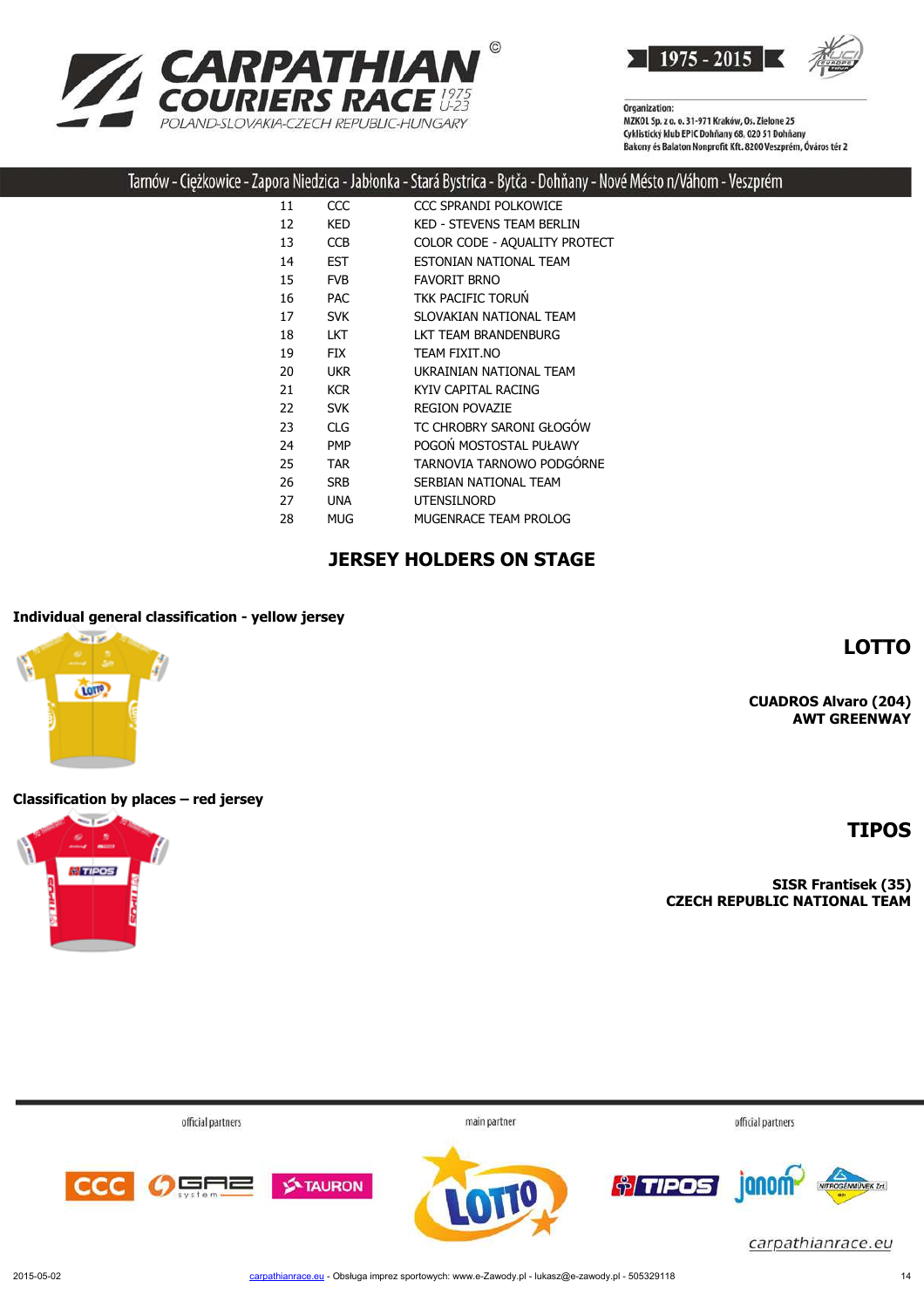Tarnów - Ciężkowice - Zapora Niedzica - Jabłonka - Stará Bystrica - Bytča - Dohňany - Nové Mésto n/Váhom - Veszprém

| | | |
|---|---|---|
| 11 | CCC | CCC SPRANDI POLKOWICE |
| 12 | KED | KED - STEVENS TEAM BERLIN |
| 13 | CCB | COLOR CODE - AQUALITY PROTECT |
| 14 | EST | ESTONIAN NATIONAL TEAM |
| 15 | FVB | FAVORIT BRNO |
| 16 | PAC | TKK PACIFIC TORUŃ |
| 17 | SVK | SLOVAKIAN NATIONAL TEAM |
| 18 | LKT | LKT TEAM BRANDENBURG |
| 19 | FIX | TEAM FIXIT.NO |
| 20 | UKR | UKRAINIAN NATIONAL TEAM |
| 21 | KCR | KYIV CAPITAL RACING |
| 22 | SVK | REGION POVAZIE |
| 23 | CLG | TC CHROBRY SARONI GŁOGÓW |
| 24 | PMP | POGOŃ MOSTOSTAL PUŁAWY |
| 25 | TAR | TARNOVIA TARNOWO PODGÓRNE |
| 26 | SRB | SERBIAN NATIONAL TEAM |
| 27 | UNA | UTENSILNORD |
| 28 | MUG | MUGENRACE TEAM PROLOG |

## JERSEY HOLDERS ON STAGE

**Individual general classification - yellow jersey**

**LOTTO**

**CUADROS Alvaro (204)**
**AWT GREENWAY**

**Classification by places – red jersey**

**TIPOS**

**SISR Frantisek (35)**
**CZECH REPUBLIC NATIONAL TEAM**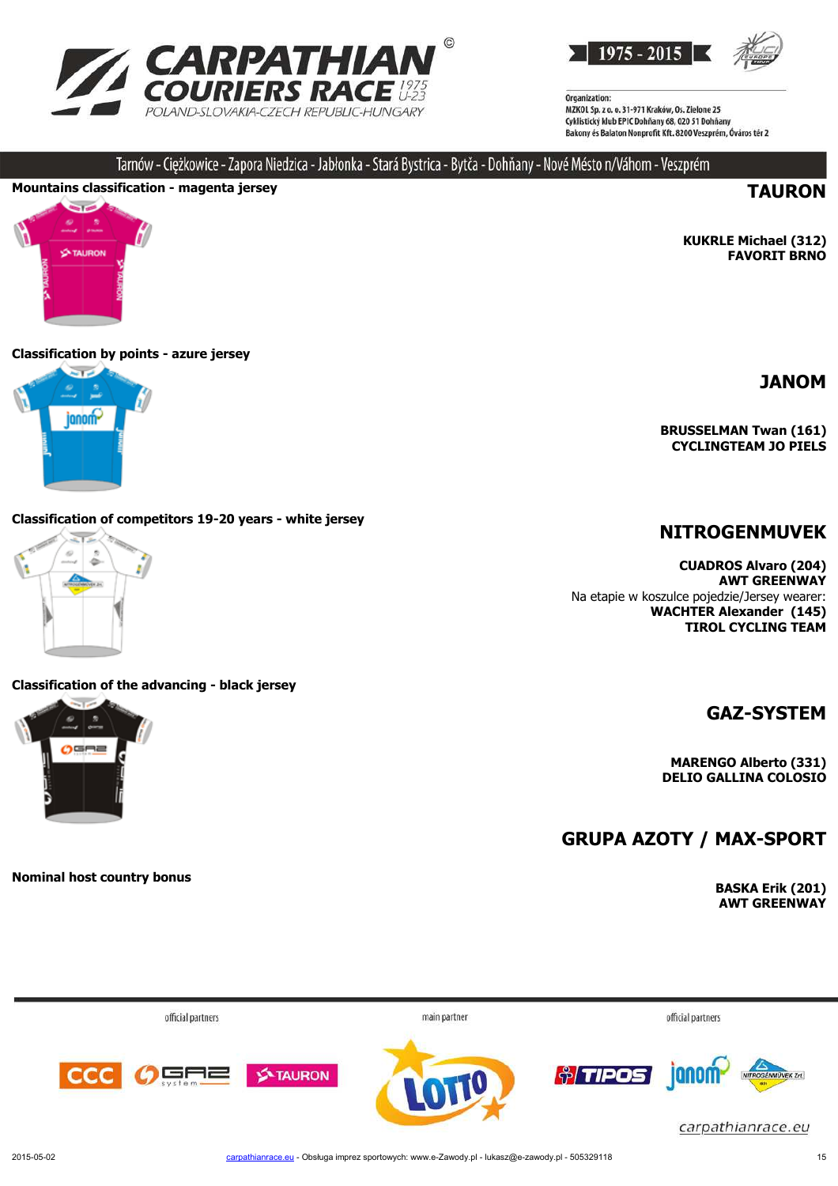# CARPATHIAN COURIERS RACE

1975 U-23

POLAND-SLOVAKIA-CZECH REPUBLIC-HUNGARY

1975 - 2015

Organization:
MZKOL Sp. z o. o. 31-971 Kraków, Os. Zielone 25
Cyklistický klub EPIC Dohňany 68, 020 51 Dohňany
Bakony és Balaton Nonprofit Kft. 8200 Veszprém, Óváros tér 2

Tarnów - Ciężkowice - Zapora Niedzica - Jabłonka - Stará Bystrica - Bytča - Dohňany - Nové Město n/Váhom - Veszprém

**Mountains classification - magenta jersey**

## TAURON

**KUKRLE Michael (312)**
**FAVORIT BRNO**

**Classification by points - azure jersey**

## JANOM

**BRUSSELMAN Twan (161)**
**CYCLINGTEAM JO PIELS**

**Classification of competitors 19-20 years - white jersey**

## NITROGENMUVEK

**CUADROS Alvaro (204)**
**AWT GREENWAY**
Na etapie w koszulce pojedzie/Jersey wearer:
**WACHTER Alexander (145)**
**TIROL CYCLING TEAM**

**Classification of the advancing - black jersey**

## GAZ-SYSTEM

**MARENGO Alberto (331)**
**DELIO GALLINA COLOSIO**

## GRUPA AZOTY / MAX-SPORT

**Nominal host country bonus**

**BASKA Erik (201)**
**AWT GREENWAY**

official partners: CCC, GAZ-SYSTEM, TAURON

main partner: LOTTO

official partners: TIPOS, janom, NITROGÉNMŰVEK Zrt.

carpathianrace.eu

2015-05-02 carpathianrace.eu - Obsługa imprez sportowych: www.e-Zawody.pl - lukasz@e-zawody.pl - 505329118